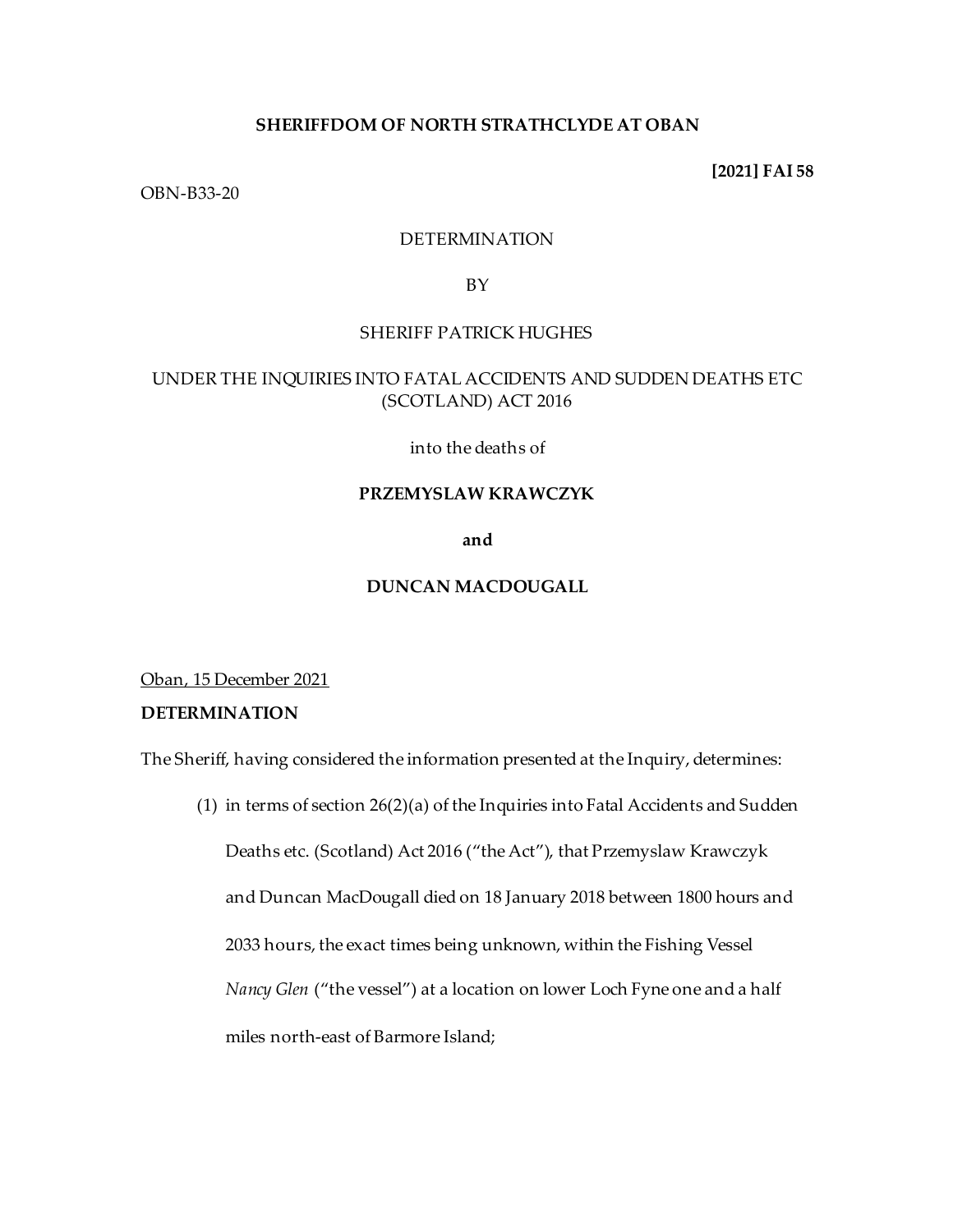**SHERIFFDOM OF NORTH STRATHCLYDE AT OBAN**

**[2021] FAI 58**

OBN-B33-20

DETERMINATION

BY

SHERIFF PATRICK HUGHES

UNDER THE INQUIRIES INTO FATAL ACCIDENTS AND SUDDEN DEATHS ETC (SCOTLAND) ACT 2016

into the deaths of

**PRZEMYSLAW KRAWCZYK**

**and**

**DUNCAN MACDOUGALL**

Oban, 15 December 2021

**DETERMINATION**

The Sheriff, having considered the information presented at the Inquiry, determines:

(1) in terms of section 26(2)(a) of the Inquiries into Fatal Accidents and Sudden Deaths etc. (Scotland) Act 2016 ("the Act"), that Przemyslaw Krawczyk and Duncan MacDougall died on 18 January 2018 between 1800 hours and 2033 hours, the exact times being unknown, within the Fishing Vessel *Nancy Glen* ("the vessel") at a location on lower Loch Fyne one and a half miles north-east of Barmore Island;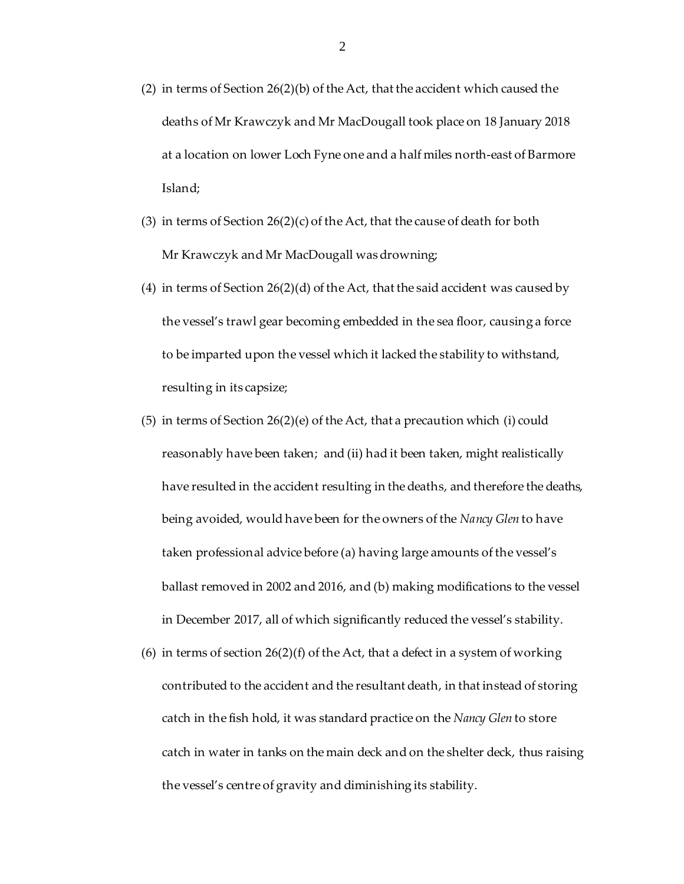(2) in terms of Section 26(2)(b) of the Act, that the accident which caused the deaths of Mr Krawczyk and Mr MacDougall took place on 18 January 2018 at a location on lower Loch Fyne one and a half miles north-east of Barmore Island;

(3) in terms of Section 26(2)(c) of the Act, that the cause of death for both Mr Krawczyk and Mr MacDougall was drowning;

(4) in terms of Section 26(2)(d) of the Act, that the said accident was caused by the vessel's trawl gear becoming embedded in the sea floor, causing a force to be imparted upon the vessel which it lacked the stability to withstand, resulting in its capsize;

(5) in terms of Section 26(2)(e) of the Act, that a precaution which (i) could reasonably have been taken; and (ii) had it been taken, might realistically have resulted in the accident resulting in the deaths, and therefore the deaths, being avoided, would have been for the owners of the *Nancy Glen* to have taken professional advice before (a) having large amounts of the vessel's ballast removed in 2002 and 2016, and (b) making modifications to the vessel in December 2017, all of which significantly reduced the vessel's stability.

(6) in terms of section 26(2)(f) of the Act, that a defect in a system of working contributed to the accident and the resultant death, in that instead of storing catch in the fish hold, it was standard practice on the *Nancy Glen* to store catch in water in tanks on the main deck and on the shelter deck, thus raising the vessel's centre of gravity and diminishing its stability.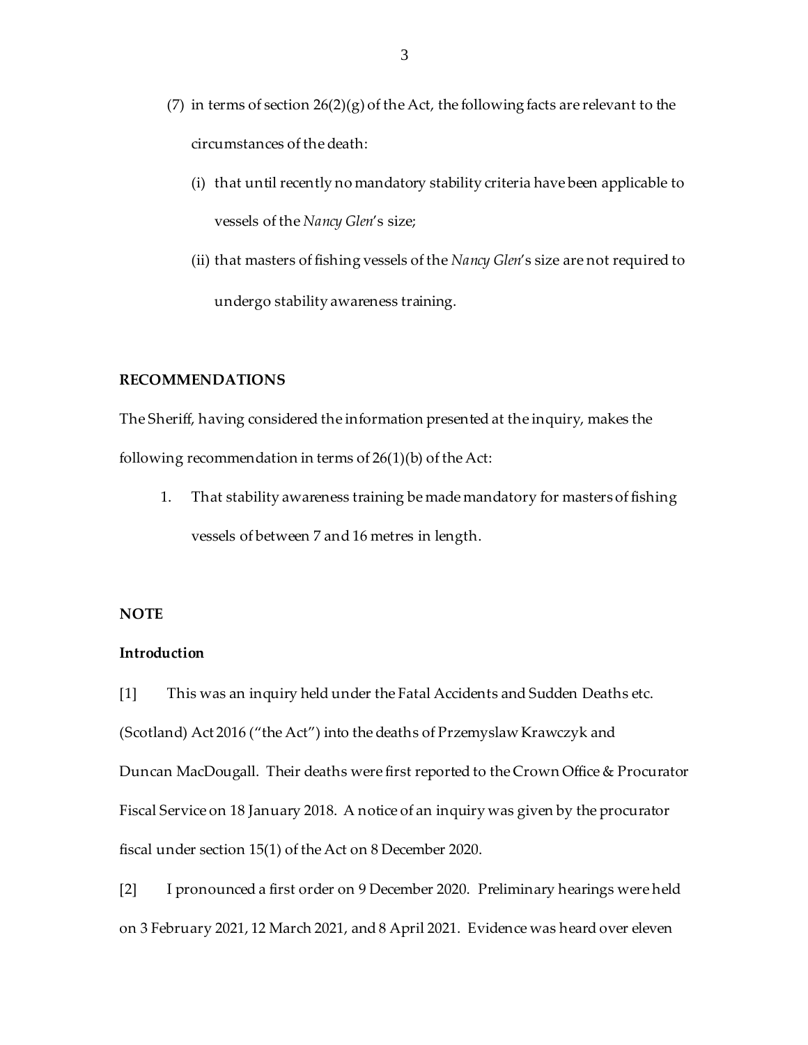(7) in terms of section 26(2)(g) of the Act, the following facts are relevant to the circumstances of the death:

   (i) that until recently no mandatory stability criteria have been applicable to vessels of the *Nancy Glen*'s size;

   (ii) that masters of fishing vessels of the *Nancy Glen*'s size are not required to undergo stability awareness training.

**RECOMMENDATIONS**

The Sheriff, having considered the information presented at the inquiry, makes the following recommendation in terms of 26(1)(b) of the Act:

1. That stability awareness training be made mandatory for masters of fishing vessels of between 7 and 16 metres in length.

**NOTE**

**Introduction**

[1] This was an inquiry held under the Fatal Accidents and Sudden Deaths etc. (Scotland) Act 2016 ("the Act") into the deaths of Przemyslaw Krawczyk and Duncan MacDougall. Their deaths were first reported to the Crown Office & Procurator Fiscal Service on 18 January 2018. A notice of an inquiry was given by the procurator fiscal under section 15(1) of the Act on 8 December 2020.

[2] I pronounced a first order on 9 December 2020. Preliminary hearings were held on 3 February 2021, 12 March 2021, and 8 April 2021. Evidence was heard over eleven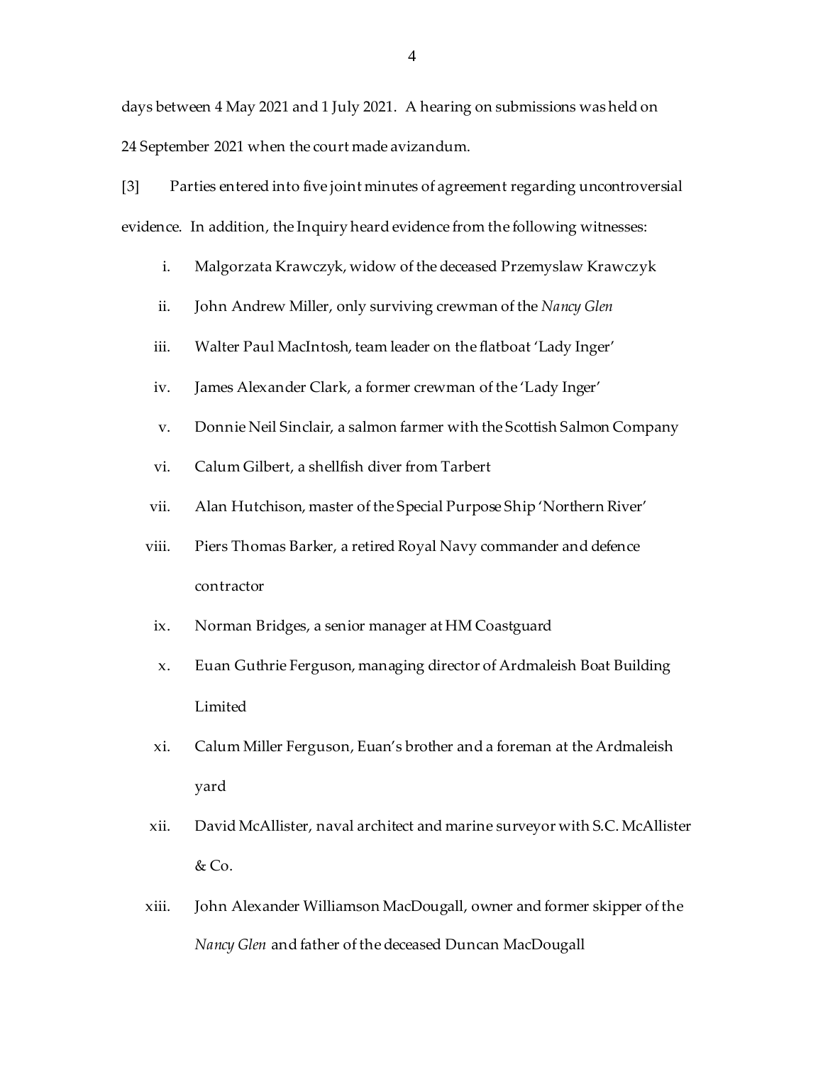days between 4 May 2021 and 1 July 2021. A hearing on submissions was held on 24 September 2021 when the court made avizandum.

[3] Parties entered into five joint minutes of agreement regarding uncontroversial evidence. In addition, the Inquiry heard evidence from the following witnesses:

i. Malgorzata Krawczyk, widow of the deceased Przemyslaw Krawczyk

ii. John Andrew Miller, only surviving crewman of the *Nancy Glen*

iii. Walter Paul MacIntosh, team leader on the flatboat 'Lady Inger'

iv. James Alexander Clark, a former crewman of the 'Lady Inger'

v. Donnie Neil Sinclair, a salmon farmer with the Scottish Salmon Company

vi. Calum Gilbert, a shellfish diver from Tarbert

vii. Alan Hutchison, master of the Special Purpose Ship 'Northern River'

viii. Piers Thomas Barker, a retired Royal Navy commander and defence contractor

ix. Norman Bridges, a senior manager at HM Coastguard

x. Euan Guthrie Ferguson, managing director of Ardmaleish Boat Building Limited

xi. Calum Miller Ferguson, Euan's brother and a foreman at the Ardmaleish yard

xii. David McAllister, naval architect and marine surveyor with S.C. McAllister & Co.

xiii. John Alexander Williamson MacDougall, owner and former skipper of the *Nancy Glen* and father of the deceased Duncan MacDougall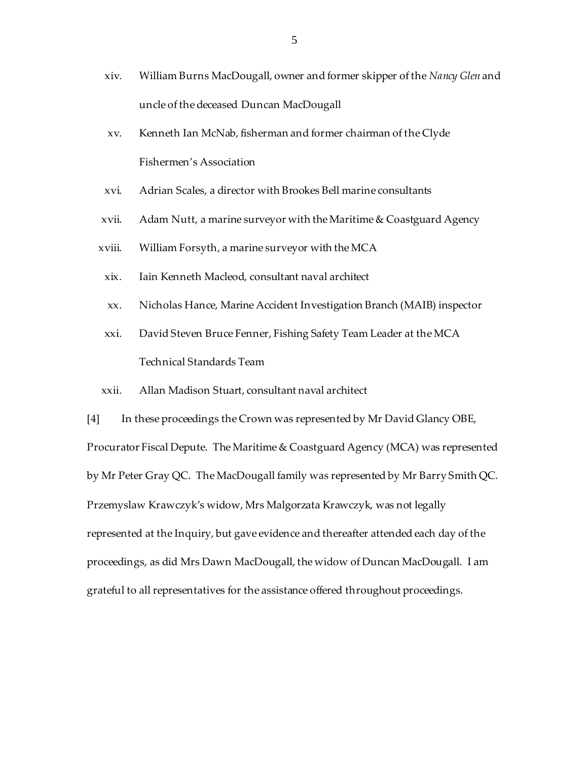xiv. William Burns MacDougall, owner and former skipper of the *Nancy Glen* and uncle of the deceased Duncan MacDougall

xv. Kenneth Ian McNab, fisherman and former chairman of the Clyde Fishermen's Association

xvi. Adrian Scales, a director with Brookes Bell marine consultants

xvii. Adam Nutt, a marine surveyor with the Maritime & Coastguard Agency

xviii. William Forsyth, a marine surveyor with the MCA

xix. Iain Kenneth Macleod, consultant naval architect

xx. Nicholas Hance, Marine Accident Investigation Branch (MAIB) inspector

xxi. David Steven Bruce Fenner, Fishing Safety Team Leader at the MCA Technical Standards Team

xxii. Allan Madison Stuart, consultant naval architect

[4] In these proceedings the Crown was represented by Mr David Glancy OBE, Procurator Fiscal Depute. The Maritime & Coastguard Agency (MCA) was represented by Mr Peter Gray QC. The MacDougall family was represented by Mr Barry Smith QC. Przemyslaw Krawczyk's widow, Mrs Malgorzata Krawczyk, was not legally represented at the Inquiry, but gave evidence and thereafter attended each day of the proceedings, as did Mrs Dawn MacDougall, the widow of Duncan MacDougall. I am grateful to all representatives for the assistance offered throughout proceedings.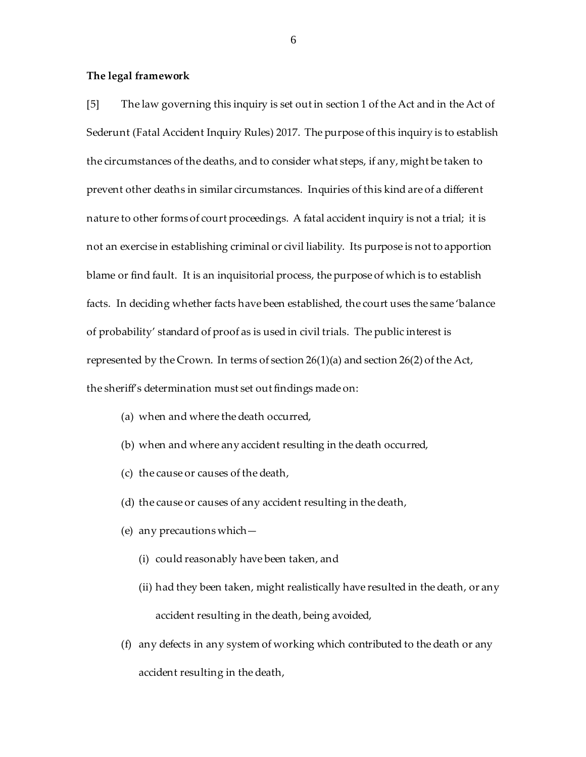**The legal framework**

[5] The law governing this inquiry is set out in section 1 of the Act and in the Act of Sederunt (Fatal Accident Inquiry Rules) 2017. The purpose of this inquiry is to establish the circumstances of the deaths, and to consider what steps, if any, might be taken to prevent other deaths in similar circumstances. Inquiries of this kind are of a different nature to other forms of court proceedings. A fatal accident inquiry is not a trial; it is not an exercise in establishing criminal or civil liability. Its purpose is not to apportion blame or find fault. It is an inquisitorial process, the purpose of which is to establish facts. In deciding whether facts have been established, the court uses the same 'balance of probability' standard of proof as is used in civil trials. The public interest is represented by the Crown. In terms of section 26(1)(a) and section 26(2) of the Act, the sheriff's determination must set out findings made on:

(a) when and where the death occurred,

(b) when and where any accident resulting in the death occurred,

(c) the cause or causes of the death,

(d) the cause or causes of any accident resulting in the death,

(e) any precautions which—

  (i) could reasonably have been taken, and

  (ii) had they been taken, might realistically have resulted in the death, or any accident resulting in the death, being avoided,

(f) any defects in any system of working which contributed to the death or any accident resulting in the death,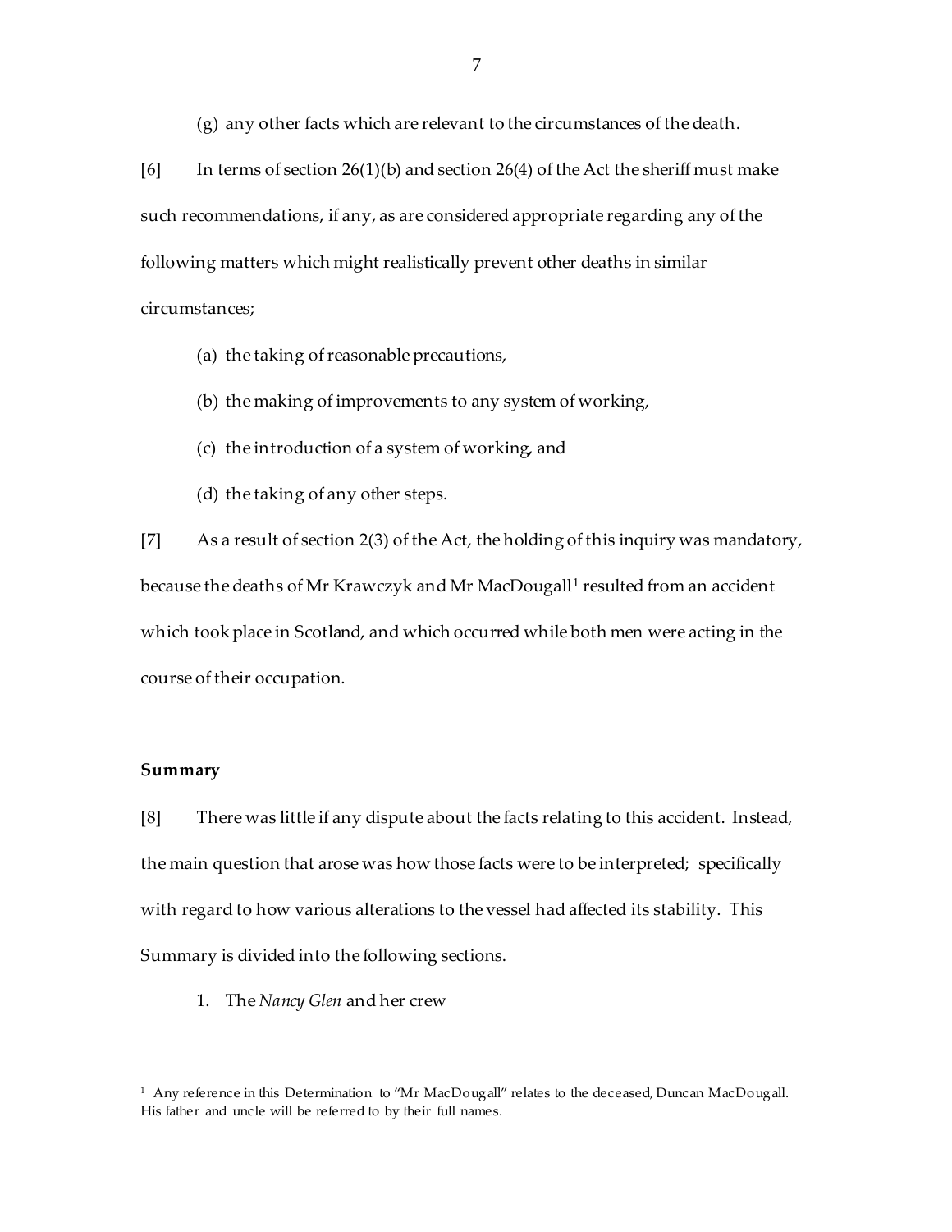(g) any other facts which are relevant to the circumstances of the death.

[6] In terms of section 26(1)(b) and section 26(4) of the Act the sheriff must make such recommendations, if any, as are considered appropriate regarding any of the following matters which might realistically prevent other deaths in similar circumstances;

(a) the taking of reasonable precautions,

(b) the making of improvements to any system of working,

(c) the introduction of a system of working, and

(d) the taking of any other steps.

[7] As a result of section 2(3) of the Act, the holding of this inquiry was mandatory, because the deaths of Mr Krawczyk and Mr MacDougall[1] resulted from an accident which took place in Scotland, and which occurred while both men were acting in the course of their occupation.

**Summary**

[8] There was little if any dispute about the facts relating to this accident. Instead, the main question that arose was how those facts were to be interpreted; specifically with regard to how various alterations to the vessel had affected its stability. This Summary is divided into the following sections.

1. The *Nancy Glen* and her crew

[1] Any reference in this Determination to "Mr MacDougall" relates to the deceased, Duncan MacDougall. His father and uncle will be referred to by their full names.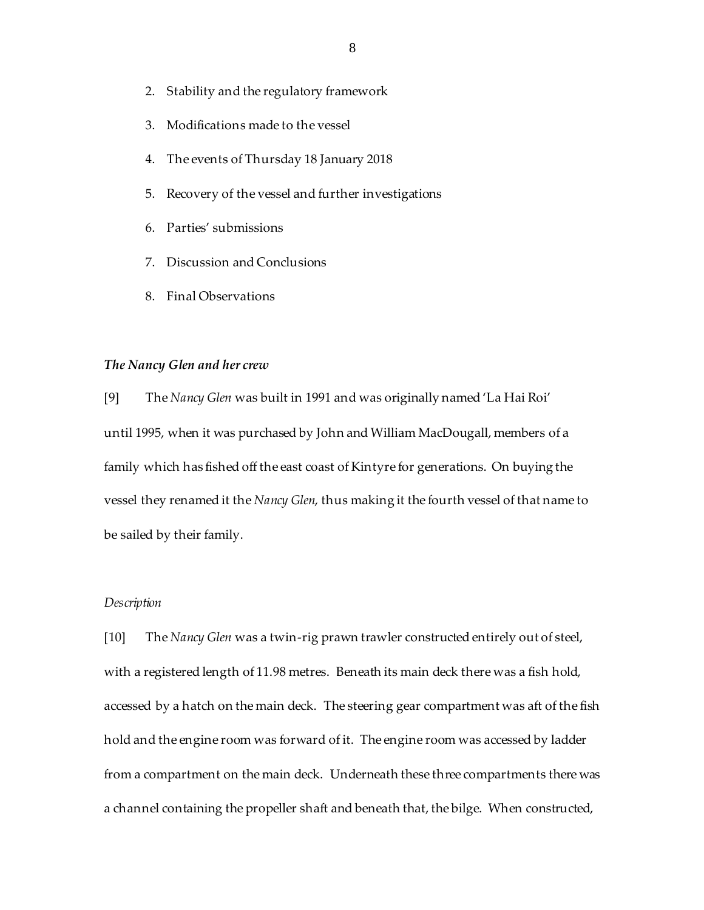2. Stability and the regulatory framework
3. Modifications made to the vessel
4. The events of Thursday 18 January 2018
5. Recovery of the vessel and further investigations
6. Parties' submissions
7. Discussion and Conclusions
8. Final Observations

### *The Nancy Glen and her crew*

[9] The *Nancy Glen* was built in 1991 and was originally named 'La Hai Roi' until 1995, when it was purchased by John and William MacDougall, members of a family which has fished off the east coast of Kintyre for generations. On buying the vessel they renamed it the *Nancy Glen*, thus making it the fourth vessel of that name to be sailed by their family.

#### *Description*

[10] The *Nancy Glen* was a twin-rig prawn trawler constructed entirely out of steel, with a registered length of 11.98 metres. Beneath its main deck there was a fish hold, accessed by a hatch on the main deck. The steering gear compartment was aft of the fish hold and the engine room was forward of it. The engine room was accessed by ladder from a compartment on the main deck. Underneath these three compartments there was a channel containing the propeller shaft and beneath that, the bilge. When constructed,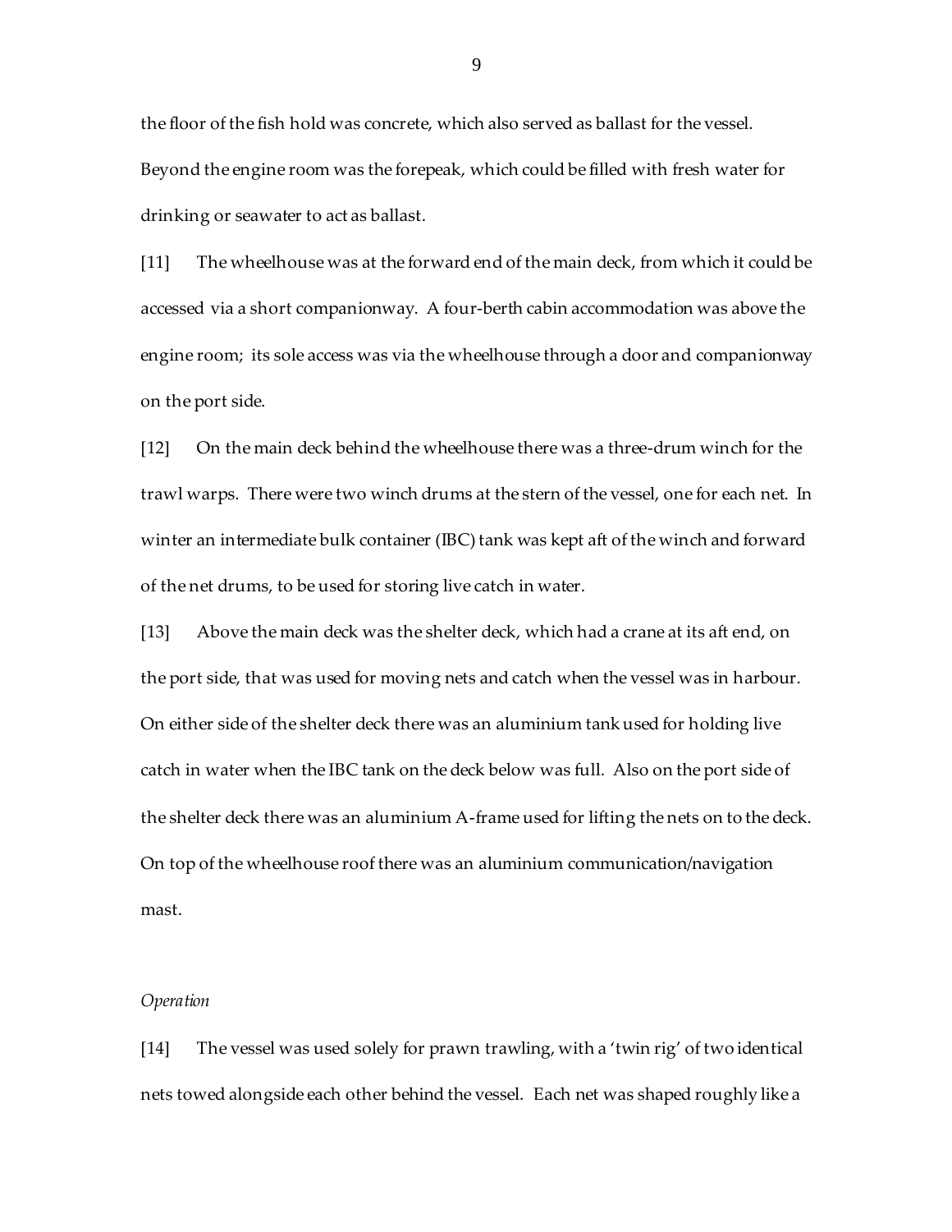the floor of the fish hold was concrete, which also served as ballast for the vessel. Beyond the engine room was the forepeak, which could be filled with fresh water for drinking or seawater to act as ballast.

[11] The wheelhouse was at the forward end of the main deck, from which it could be accessed via a short companionway. A four-berth cabin accommodation was above the engine room; its sole access was via the wheelhouse through a door and companionway on the port side.

[12] On the main deck behind the wheelhouse there was a three-drum winch for the trawl warps. There were two winch drums at the stern of the vessel, one for each net. In winter an intermediate bulk container (IBC) tank was kept aft of the winch and forward of the net drums, to be used for storing live catch in water.

[13] Above the main deck was the shelter deck, which had a crane at its aft end, on the port side, that was used for moving nets and catch when the vessel was in harbour. On either side of the shelter deck there was an aluminium tank used for holding live catch in water when the IBC tank on the deck below was full. Also on the port side of the shelter deck there was an aluminium A-frame used for lifting the nets on to the deck. On top of the wheelhouse roof there was an aluminium communication/navigation mast.

*Operation*

[14] The vessel was used solely for prawn trawling, with a 'twin rig' of two identical nets towed alongside each other behind the vessel. Each net was shaped roughly like a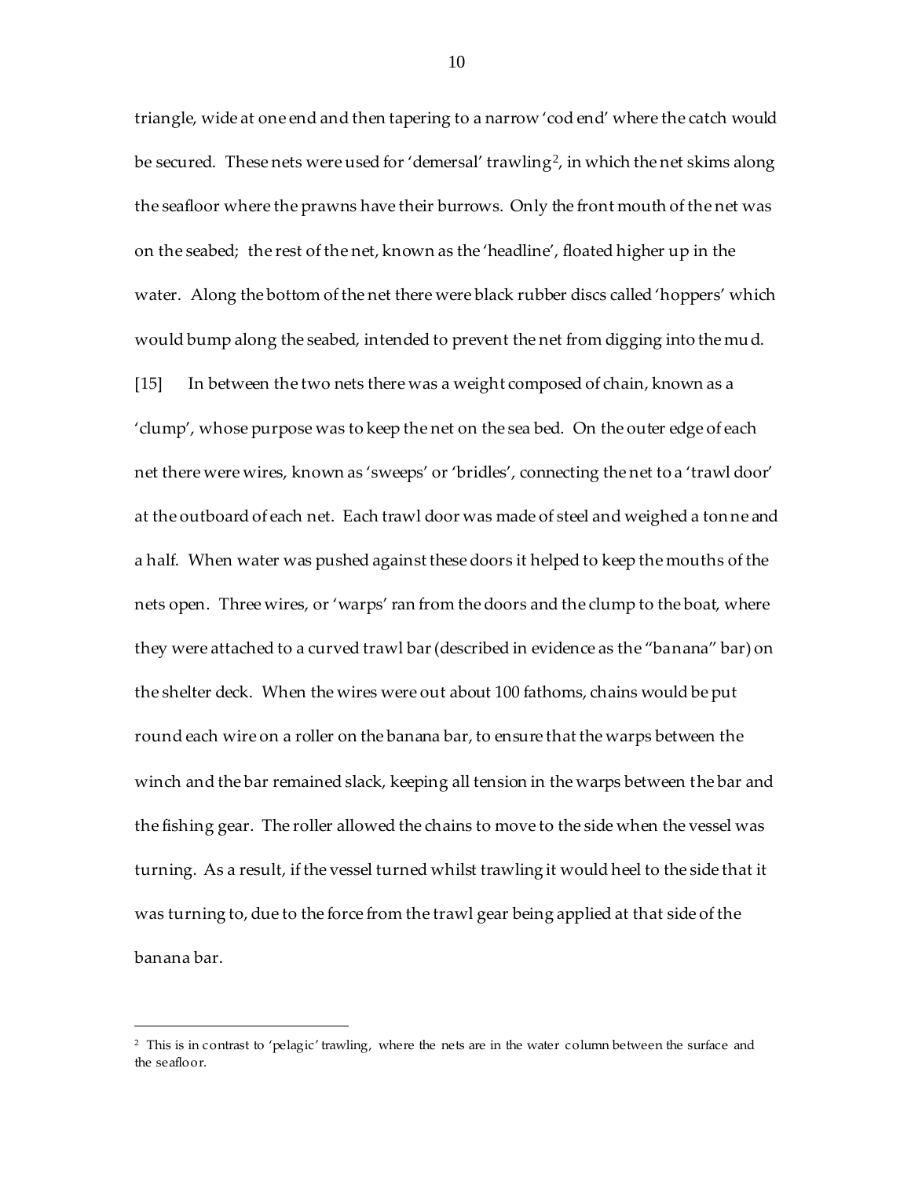triangle, wide at one end and then tapering to a narrow 'cod end' where the catch would be secured. These nets were used for 'demersal' trawling[2], in which the net skims along the seafloor where the prawns have their burrows. Only the front mouth of the net was on the seabed; the rest of the net, known as the 'headline', floated higher up in the water. Along the bottom of the net there were black rubber discs called 'hoppers' which would bump along the seabed, intended to prevent the net from digging into the mud.

[15] In between the two nets there was a weight composed of chain, known as a 'clump', whose purpose was to keep the net on the sea bed. On the outer edge of each net there were wires, known as 'sweeps' or 'bridles', connecting the net to a 'trawl door' at the outboard of each net. Each trawl door was made of steel and weighed a tonne and a half. When water was pushed against these doors it helped to keep the mouths of the nets open. Three wires, or 'warps' ran from the doors and the clump to the boat, where they were attached to a curved trawl bar (described in evidence as the "banana" bar) on the shelter deck. When the wires were out about 100 fathoms, chains would be put round each wire on a roller on the banana bar, to ensure that the warps between the winch and the bar remained slack, keeping all tension in the warps between the bar and the fishing gear. The roller allowed the chains to move to the side when the vessel was turning. As a result, if the vessel turned whilst trawling it would heel to the side that it was turning to, due to the force from the trawl gear being applied at that side of the banana bar.

---

[2] This is in contrast to 'pelagic' trawling, where the nets are in the water column between the surface and the seafloor.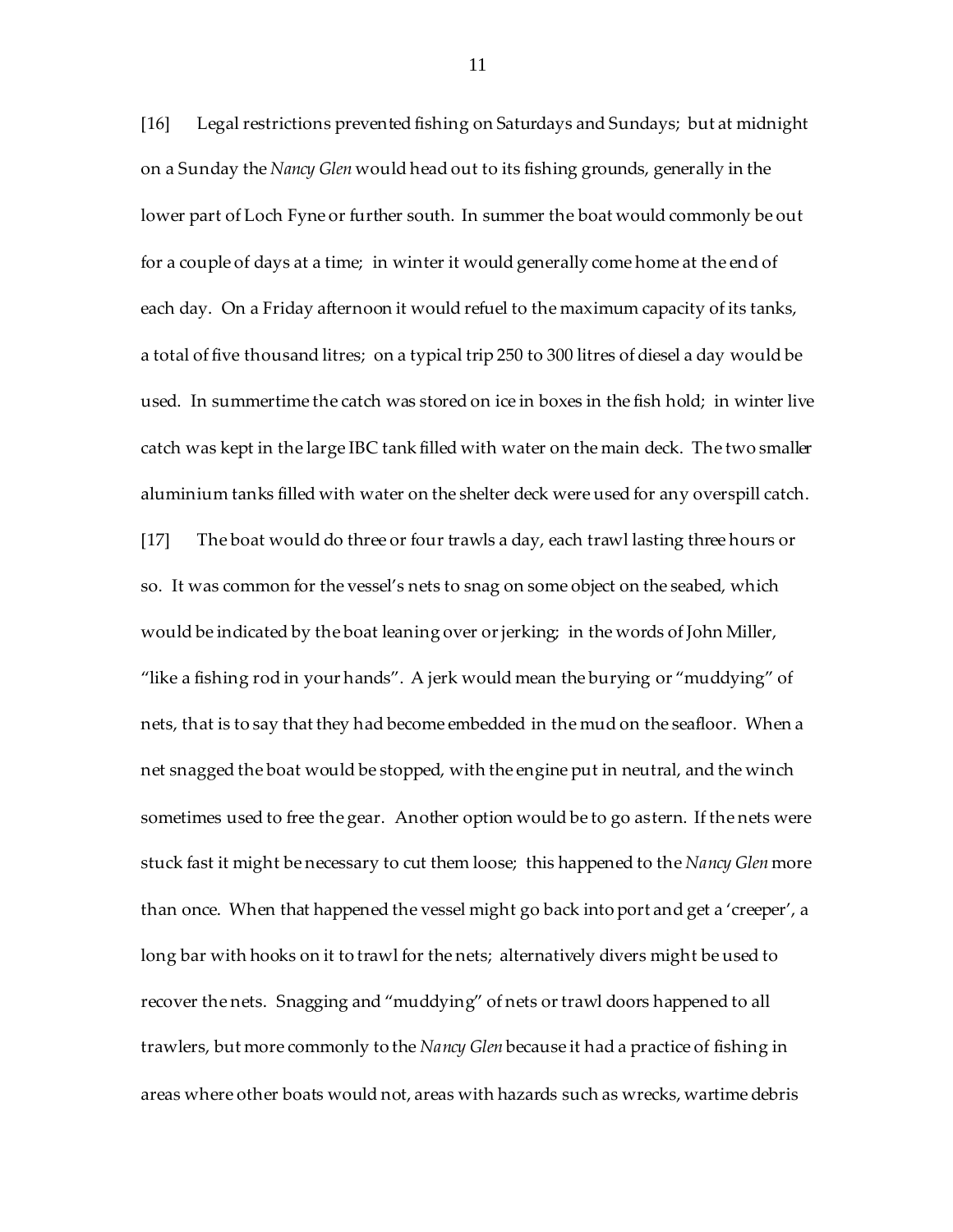[16] Legal restrictions prevented fishing on Saturdays and Sundays; but at midnight on a Sunday the *Nancy Glen* would head out to its fishing grounds, generally in the lower part of Loch Fyne or further south. In summer the boat would commonly be out for a couple of days at a time; in winter it would generally come home at the end of each day. On a Friday afternoon it would refuel to the maximum capacity of its tanks, a total of five thousand litres; on a typical trip 250 to 300 litres of diesel a day would be used. In summertime the catch was stored on ice in boxes in the fish hold; in winter live catch was kept in the large IBC tank filled with water on the main deck. The two smaller aluminium tanks filled with water on the shelter deck were used for any overspill catch.

[17] The boat would do three or four trawls a day, each trawl lasting three hours or so. It was common for the vessel's nets to snag on some object on the seabed, which would be indicated by the boat leaning over or jerking; in the words of John Miller, "like a fishing rod in your hands". A jerk would mean the burying or "muddying" of nets, that is to say that they had become embedded in the mud on the seafloor. When a net snagged the boat would be stopped, with the engine put in neutral, and the winch sometimes used to free the gear. Another option would be to go astern. If the nets were stuck fast it might be necessary to cut them loose; this happened to the *Nancy Glen* more than once. When that happened the vessel might go back into port and get a 'creeper', a long bar with hooks on it to trawl for the nets; alternatively divers might be used to recover the nets. Snagging and "muddying" of nets or trawl doors happened to all trawlers, but more commonly to the *Nancy Glen* because it had a practice of fishing in areas where other boats would not, areas with hazards such as wrecks, wartime debris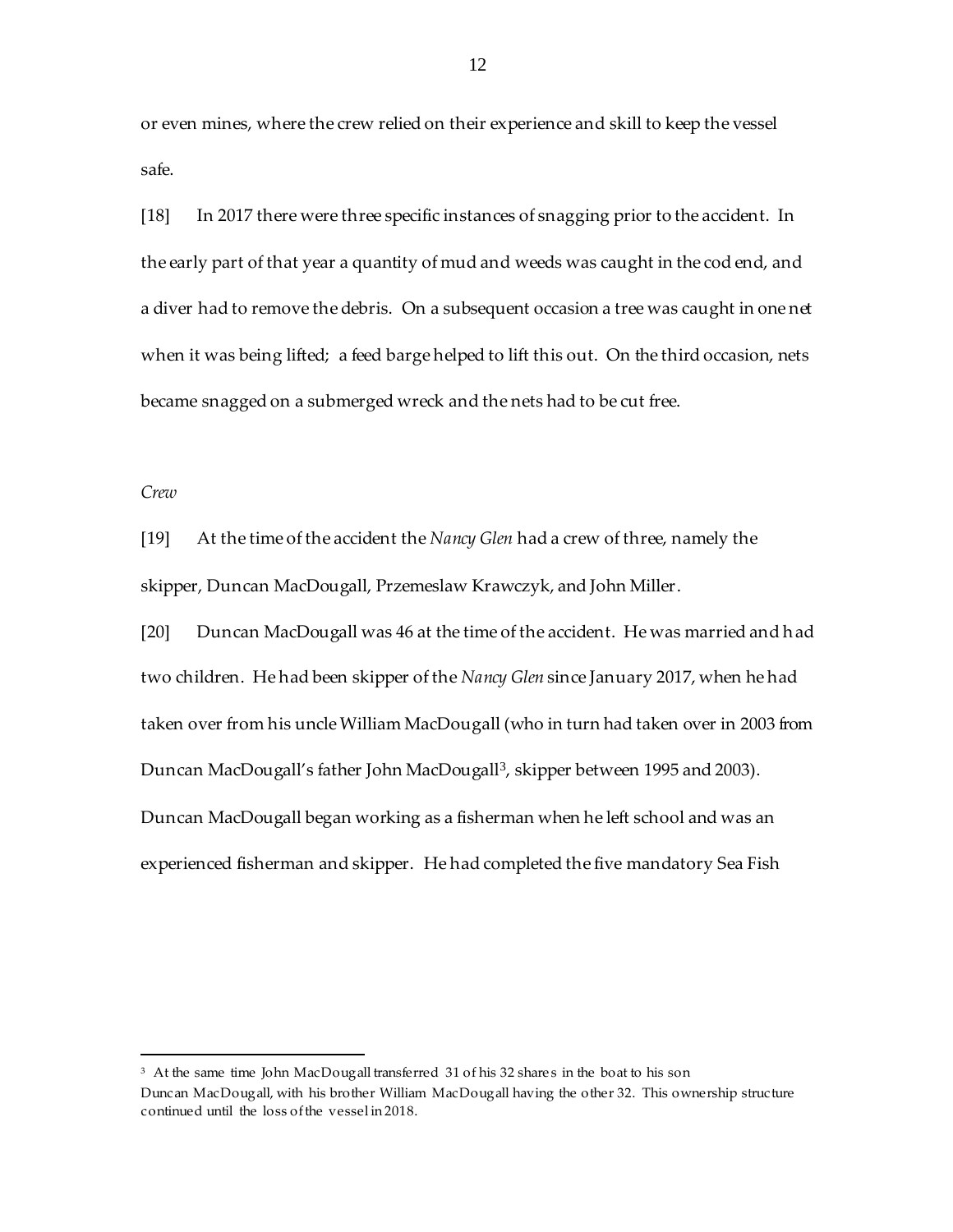or even mines, where the crew relied on their experience and skill to keep the vessel safe.

[18] In 2017 there were three specific instances of snagging prior to the accident. In the early part of that year a quantity of mud and weeds was caught in the cod end, and a diver had to remove the debris. On a subsequent occasion a tree was caught in one net when it was being lifted; a feed barge helped to lift this out. On the third occasion, nets became snagged on a submerged wreck and the nets had to be cut free.

*Crew*

[19] At the time of the accident the *Nancy Glen* had a crew of three, namely the skipper, Duncan MacDougall, Przemeslaw Krawczyk, and John Miller.

[20] Duncan MacDougall was 46 at the time of the accident. He was married and had two children. He had been skipper of the *Nancy Glen* since January 2017, when he had taken over from his uncle William MacDougall (who in turn had taken over in 2003 from Duncan MacDougall's father John MacDougall[3], skipper between 1995 and 2003). Duncan MacDougall began working as a fisherman when he left school and was an experienced fisherman and skipper. He had completed the five mandatory Sea Fish

---

[3] At the same time John MacDougall transferred 31 of his 32 shares in the boat to his son Duncan MacDougall, with his brother William MacDougall having the other 32. This ownership structure continued until the loss of the vessel in 2018.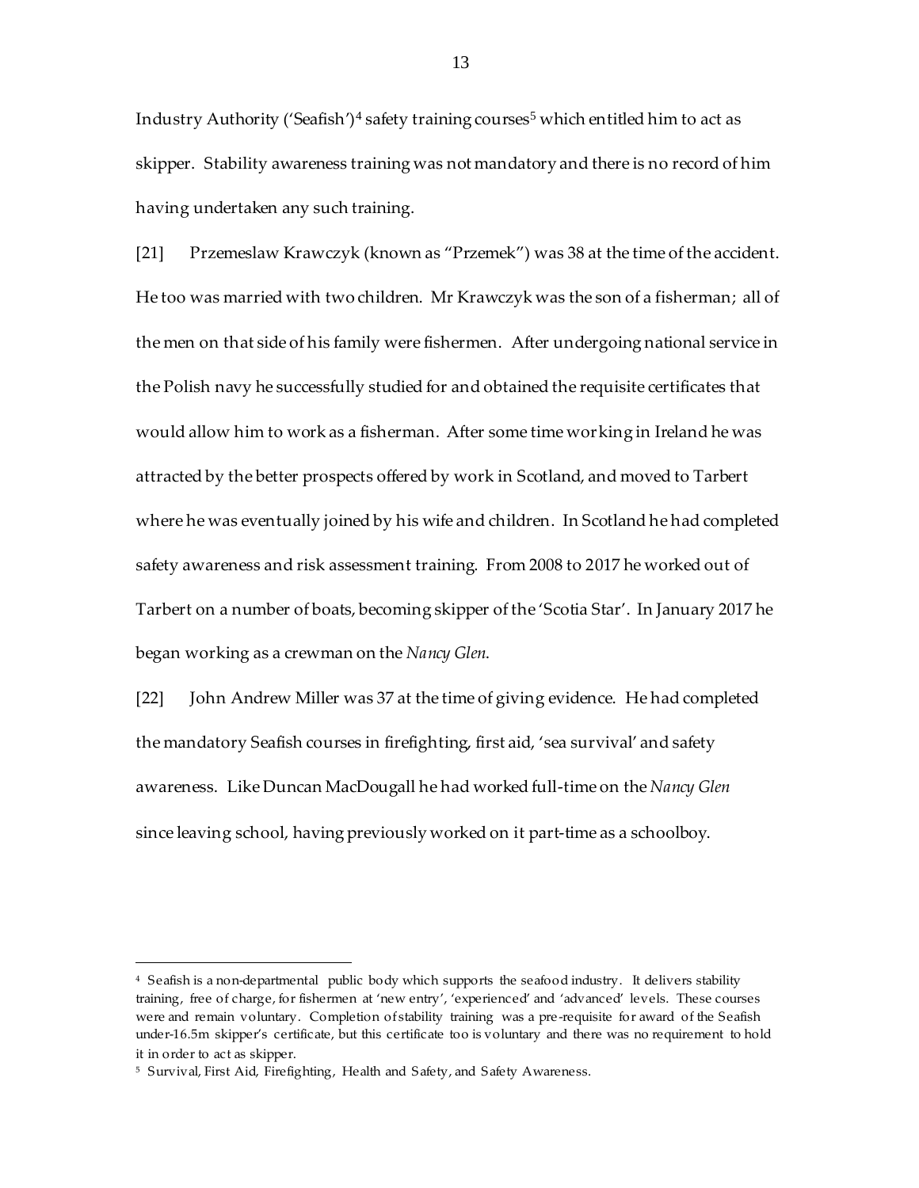Industry Authority ('Seafish')[4] safety training courses[5] which entitled him to act as skipper. Stability awareness training was not mandatory and there is no record of him having undertaken any such training.

[21] Przemeslaw Krawczyk (known as "Przemek") was 38 at the time of the accident. He too was married with two children. Mr Krawczyk was the son of a fisherman; all of the men on that side of his family were fishermen. After undergoing national service in the Polish navy he successfully studied for and obtained the requisite certificates that would allow him to work as a fisherman. After some time working in Ireland he was attracted by the better prospects offered by work in Scotland, and moved to Tarbert where he was eventually joined by his wife and children. In Scotland he had completed safety awareness and risk assessment training. From 2008 to 2017 he worked out of Tarbert on a number of boats, becoming skipper of the 'Scotia Star'. In January 2017 he began working as a crewman on the *Nancy Glen*.

[22] John Andrew Miller was 37 at the time of giving evidence. He had completed the mandatory Seafish courses in firefighting, first aid, 'sea survival' and safety awareness. Like Duncan MacDougall he had worked full-time on the *Nancy Glen* since leaving school, having previously worked on it part-time as a schoolboy.

---

[4] Seafish is a non-departmental public body which supports the seafood industry. It delivers stability training, free of charge, for fishermen at 'new entry', 'experienced' and 'advanced' levels. These courses were and remain voluntary. Completion of stability training was a pre-requisite for award of the Seafish under-16.5m skipper's certificate, but this certificate too is voluntary and there was no requirement to hold it in order to act as skipper.

[5] Survival, First Aid, Firefighting, Health and Safety, and Safety Awareness.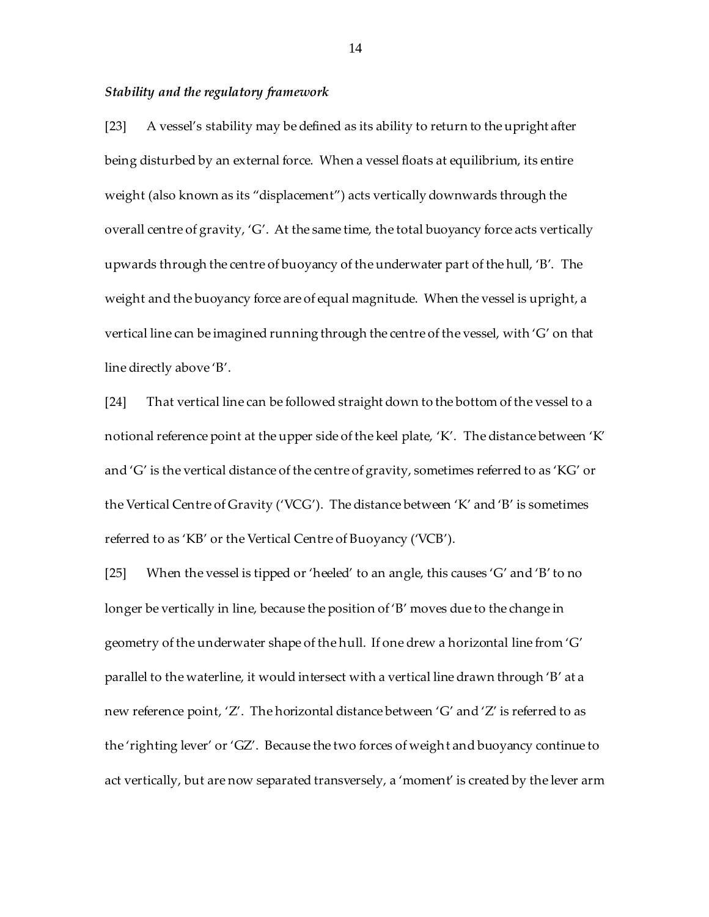*Stability and the regulatory framework*

[23] A vessel's stability may be defined as its ability to return to the upright after being disturbed by an external force. When a vessel floats at equilibrium, its entire weight (also known as its "displacement") acts vertically downwards through the overall centre of gravity, 'G'. At the same time, the total buoyancy force acts vertically upwards through the centre of buoyancy of the underwater part of the hull, 'B'. The weight and the buoyancy force are of equal magnitude. When the vessel is upright, a vertical line can be imagined running through the centre of the vessel, with 'G' on that line directly above 'B'.

[24] That vertical line can be followed straight down to the bottom of the vessel to a notional reference point at the upper side of the keel plate, 'K'. The distance between 'K' and 'G' is the vertical distance of the centre of gravity, sometimes referred to as 'KG' or the Vertical Centre of Gravity ('VCG'). The distance between 'K' and 'B' is sometimes referred to as 'KB' or the Vertical Centre of Buoyancy ('VCB').

[25] When the vessel is tipped or 'heeled' to an angle, this causes 'G' and 'B' to no longer be vertically in line, because the position of 'B' moves due to the change in geometry of the underwater shape of the hull. If one drew a horizontal line from 'G' parallel to the waterline, it would intersect with a vertical line drawn through 'B' at a new reference point, 'Z'. The horizontal distance between 'G' and 'Z' is referred to as the 'righting lever' or 'GZ'. Because the two forces of weight and buoyancy continue to act vertically, but are now separated transversely, a 'moment' is created by the lever arm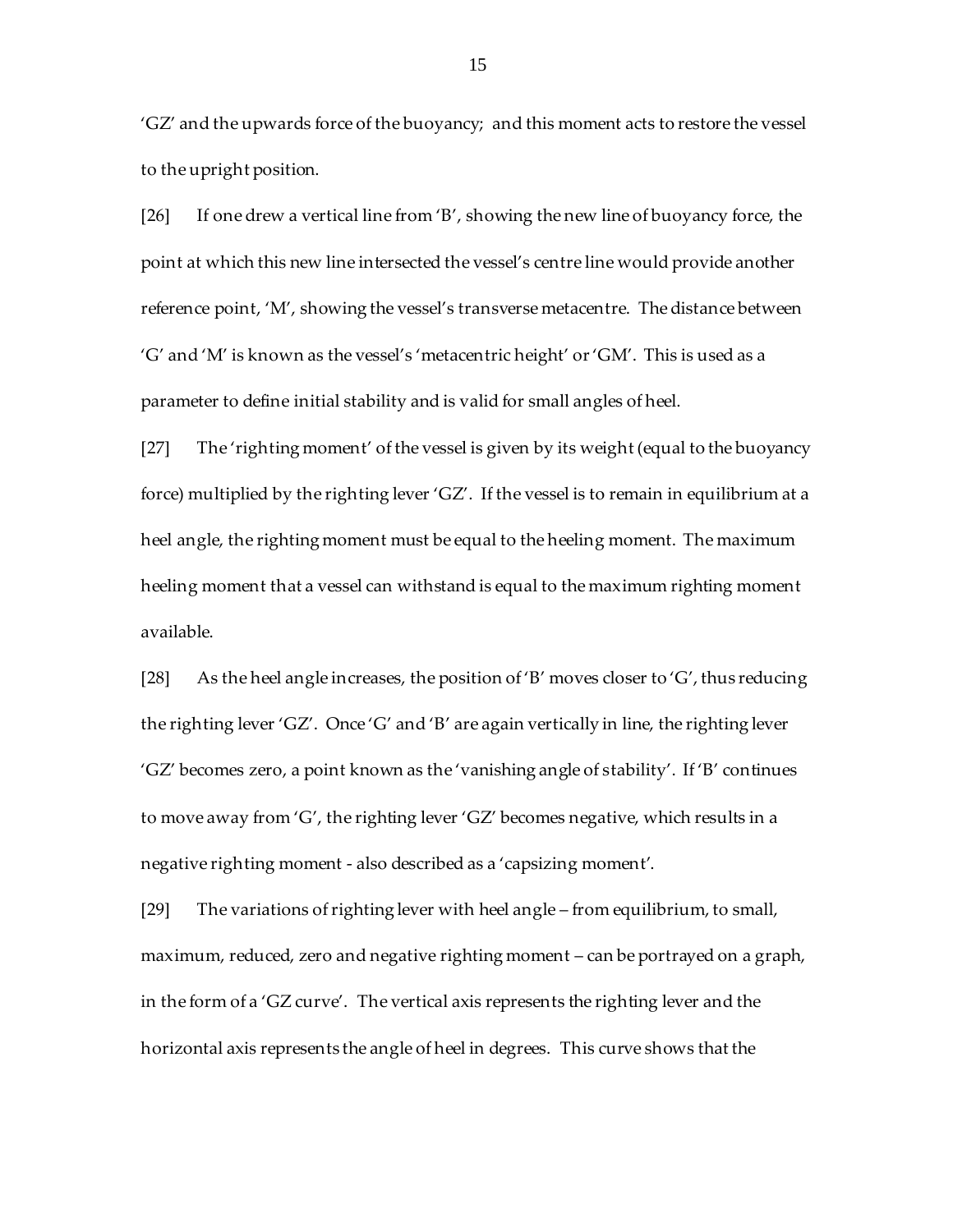'GZ' and the upwards force of the buoyancy; and this moment acts to restore the vessel to the upright position.

[26] If one drew a vertical line from 'B', showing the new line of buoyancy force, the point at which this new line intersected the vessel's centre line would provide another reference point, 'M', showing the vessel's transverse metacentre. The distance between 'G' and 'M' is known as the vessel's 'metacentric height' or 'GM'. This is used as a parameter to define initial stability and is valid for small angles of heel.

[27] The 'righting moment' of the vessel is given by its weight (equal to the buoyancy force) multiplied by the righting lever 'GZ'. If the vessel is to remain in equilibrium at a heel angle, the righting moment must be equal to the heeling moment. The maximum heeling moment that a vessel can withstand is equal to the maximum righting moment available.

[28] As the heel angle increases, the position of 'B' moves closer to 'G', thus reducing the righting lever 'GZ'. Once 'G' and 'B' are again vertically in line, the righting lever 'GZ' becomes zero, a point known as the 'vanishing angle of stability'. If 'B' continues to move away from 'G', the righting lever 'GZ' becomes negative, which results in a negative righting moment - also described as a 'capsizing moment'.

[29] The variations of righting lever with heel angle – from equilibrium, to small, maximum, reduced, zero and negative righting moment – can be portrayed on a graph, in the form of a 'GZ curve'. The vertical axis represents the righting lever and the horizontal axis represents the angle of heel in degrees. This curve shows that the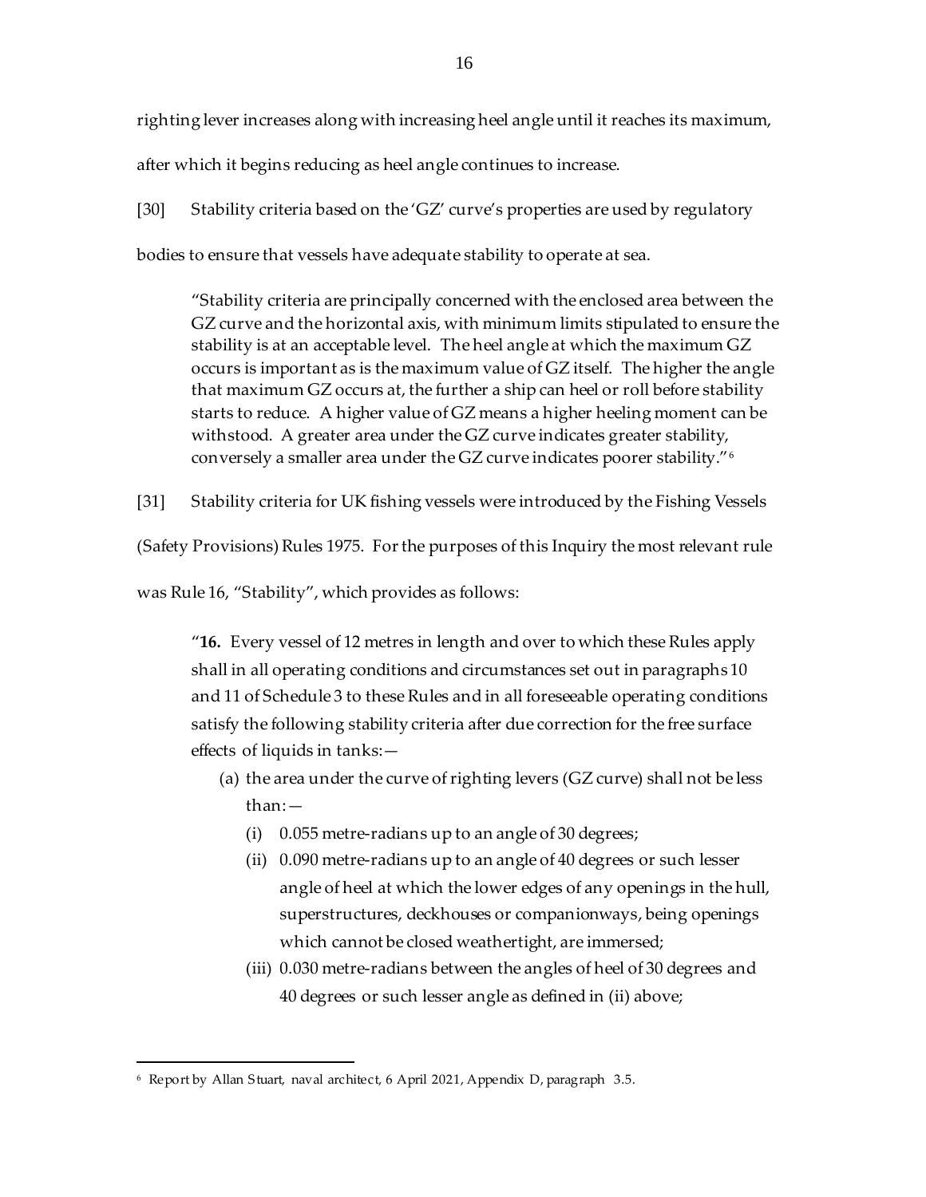righting lever increases along with increasing heel angle until it reaches its maximum, after which it begins reducing as heel angle continues to increase.

[30] Stability criteria based on the 'GZ' curve's properties are used by regulatory bodies to ensure that vessels have adequate stability to operate at sea.

> "Stability criteria are principally concerned with the enclosed area between the GZ curve and the horizontal axis, with minimum limits stipulated to ensure the stability is at an acceptable level. The heel angle at which the maximum GZ occurs is important as is the maximum value of GZ itself. The higher the angle that maximum GZ occurs at, the further a ship can heel or roll before stability starts to reduce. A higher value of GZ means a higher heeling moment can be withstood. A greater area under the GZ curve indicates greater stability, conversely a smaller area under the GZ curve indicates poorer stability."[6]

[31] Stability criteria for UK fishing vessels were introduced by the Fishing Vessels (Safety Provisions) Rules 1975. For the purposes of this Inquiry the most relevant rule was Rule 16, "Stability", which provides as follows:

> "**16.** Every vessel of 12 metres in length and over to which these Rules apply shall in all operating conditions and circumstances set out in paragraphs 10 and 11 of Schedule 3 to these Rules and in all foreseeable operating conditions satisfy the following stability criteria after due correction for the free surface effects of liquids in tanks:—
>
> (a) the area under the curve of righting levers (GZ curve) shall not be less than:—
>
> (i) 0.055 metre-radians up to an angle of 30 degrees;
>
> (ii) 0.090 metre-radians up to an angle of 40 degrees or such lesser angle of heel at which the lower edges of any openings in the hull, superstructures, deckhouses or companionways, being openings which cannot be closed weathertight, are immersed;
>
> (iii) 0.030 metre-radians between the angles of heel of 30 degrees and 40 degrees or such lesser angle as defined in (ii) above;

[6] Report by Allan Stuart, naval architect, 6 April 2021, Appendix D, paragraph 3.5.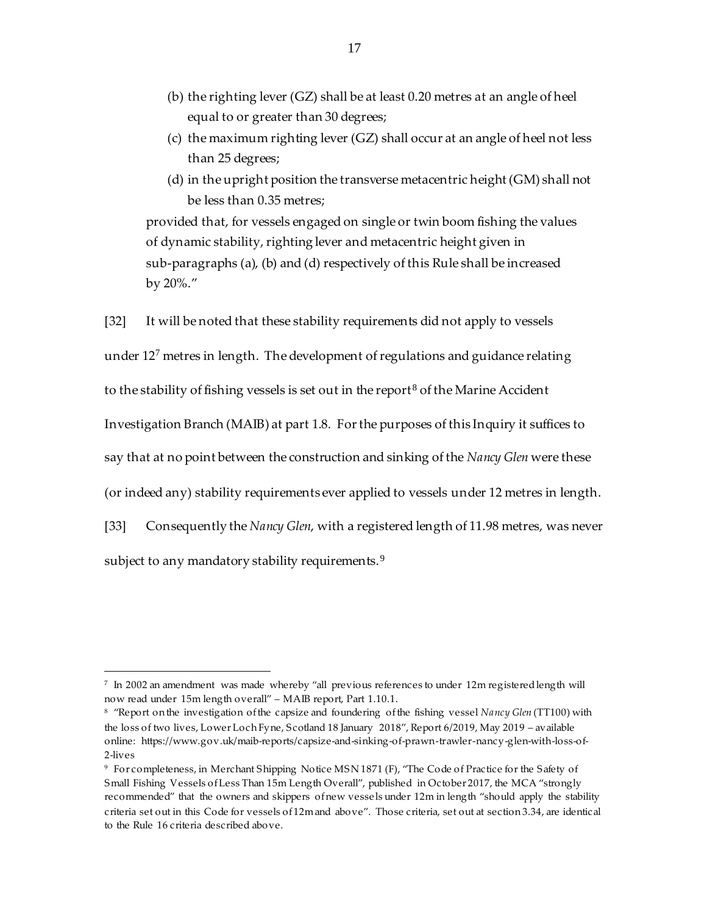(b) the righting lever (GZ) shall be at least 0.20 metres at an angle of heel equal to or greater than 30 degrees;

(c) the maximum righting lever (GZ) shall occur at an angle of heel not less than 25 degrees;

(d) in the upright position the transverse metacentric height (GM) shall not be less than 0.35 metres;

provided that, for vessels engaged on single or twin boom fishing the values of dynamic stability, righting lever and metacentric height given in sub-paragraphs (a), (b) and (d) respectively of this Rule shall be increased by 20%."

[32] It will be noted that these stability requirements did not apply to vessels under 12[7] metres in length. The development of regulations and guidance relating to the stability of fishing vessels is set out in the report[8] of the Marine Accident Investigation Branch (MAIB) at part 1.8. For the purposes of this Inquiry it suffices to say that at no point between the construction and sinking of the *Nancy Glen* were these (or indeed any) stability requirements ever applied to vessels under 12 metres in length.

[33] Consequently the *Nancy Glen*, with a registered length of 11.98 metres, was never subject to any mandatory stability requirements.[9]

---

[7] In 2002 an amendment was made whereby "all previous references to under 12m registered length will now read under 15m length overall" – MAIB report, Part 1.10.1.

[8] "Report on the investigation of the capsize and foundering of the fishing vessel *Nancy Glen* (TT100) with the loss of two lives, Lower Loch Fyne, Scotland 18 January 2018", Report 6/2019, May 2019 – available online: https://www.gov.uk/maib-reports/capsize-and-sinking-of-prawn-trawler-nancy-glen-with-loss-of-2-lives

[9] For completeness, in Merchant Shipping Notice MSN 1871 (F), "The Code of Practice for the Safety of Small Fishing Vessels of Less Than 15m Length Overall", published in October 2017, the MCA "strongly recommended" that the owners and skippers of new vessels under 12m in length "should apply the stability criteria set out in this Code for vessels of 12m and above". Those criteria, set out at section 3.34, are identical to the Rule 16 criteria described above.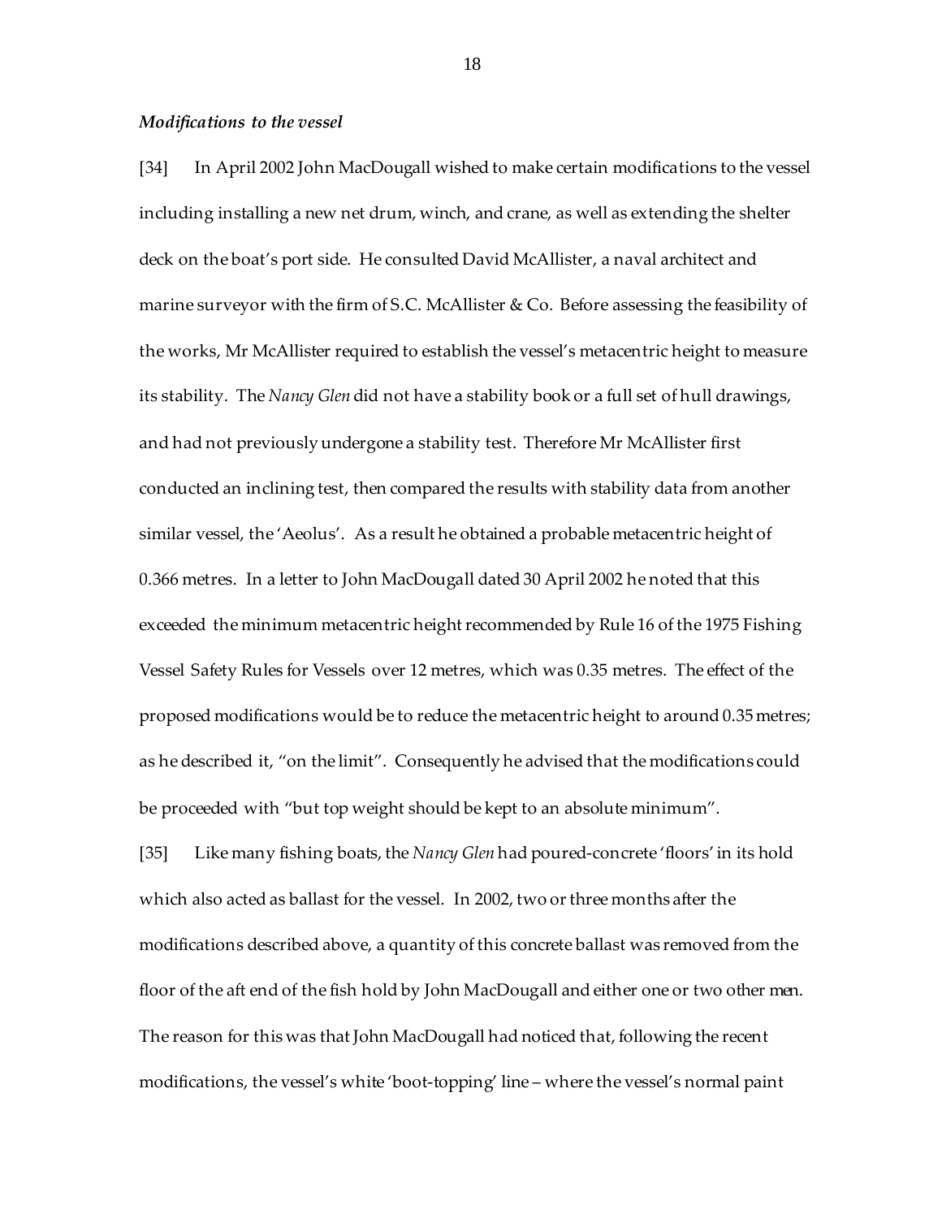### *Modifications to the vessel*

[34] In April 2002 John MacDougall wished to make certain modifications to the vessel including installing a new net drum, winch, and crane, as well as extending the shelter deck on the boat's port side. He consulted David McAllister, a naval architect and marine surveyor with the firm of S.C. McAllister & Co. Before assessing the feasibility of the works, Mr McAllister required to establish the vessel's metacentric height to measure its stability. The *Nancy Glen* did not have a stability book or a full set of hull drawings, and had not previously undergone a stability test. Therefore Mr McAllister first conducted an inclining test, then compared the results with stability data from another similar vessel, the 'Aeolus'. As a result he obtained a probable metacentric height of 0.366 metres. In a letter to John MacDougall dated 30 April 2002 he noted that this exceeded the minimum metacentric height recommended by Rule 16 of the 1975 Fishing Vessel Safety Rules for Vessels over 12 metres, which was 0.35 metres. The effect of the proposed modifications would be to reduce the metacentric height to around 0.35 metres; as he described it, "on the limit". Consequently he advised that the modifications could be proceeded with "but top weight should be kept to an absolute minimum".

[35] Like many fishing boats, the *Nancy Glen* had poured-concrete 'floors' in its hold which also acted as ballast for the vessel. In 2002, two or three months after the modifications described above, a quantity of this concrete ballast was removed from the floor of the aft end of the fish hold by John MacDougall and either one or two other men. The reason for this was that John MacDougall had noticed that, following the recent modifications, the vessel's white 'boot-topping' line – where the vessel's normal paint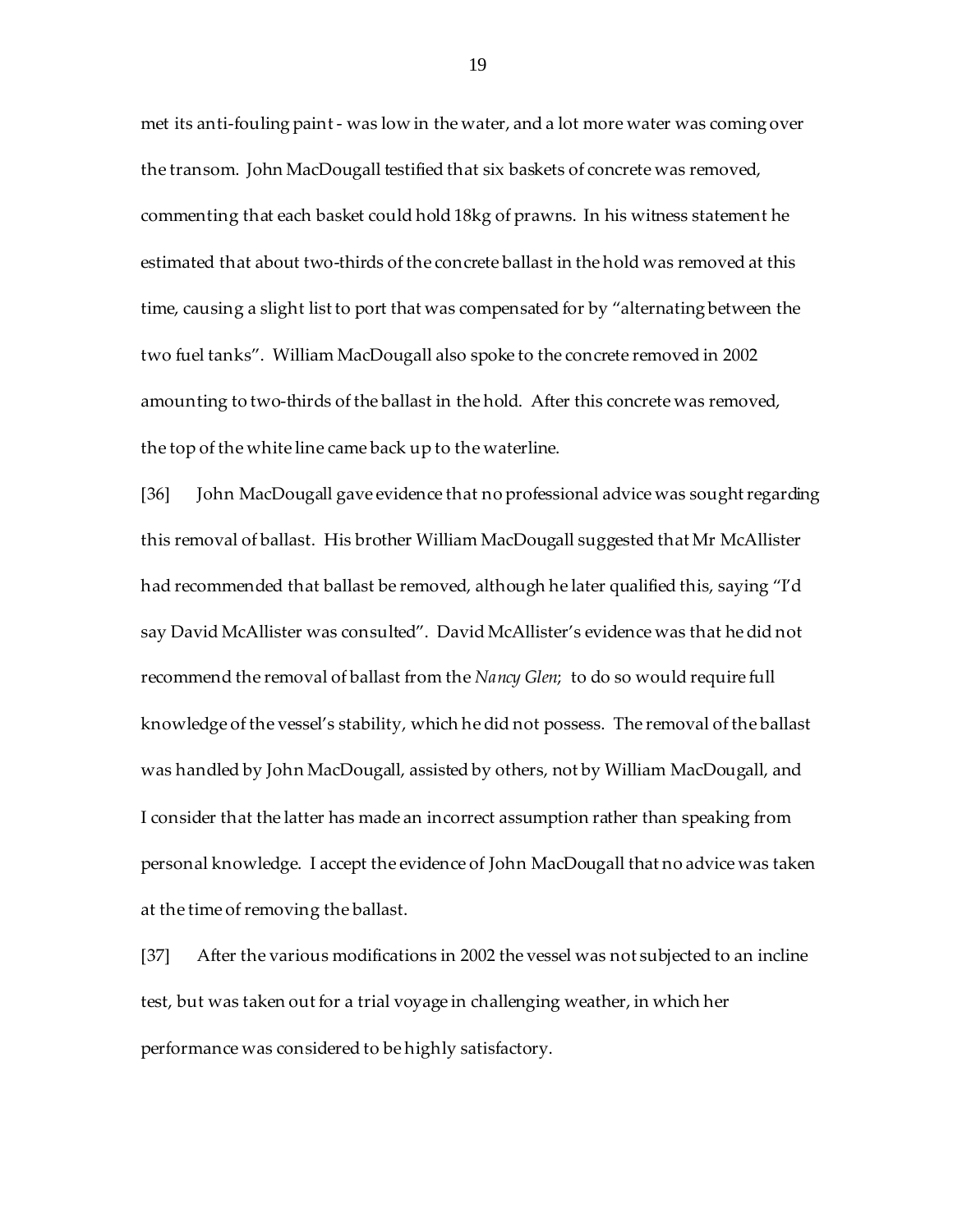met its anti-fouling paint - was low in the water, and a lot more water was coming over the transom. John MacDougall testified that six baskets of concrete was removed, commenting that each basket could hold 18kg of prawns. In his witness statement he estimated that about two-thirds of the concrete ballast in the hold was removed at this time, causing a slight list to port that was compensated for by "alternating between the two fuel tanks". William MacDougall also spoke to the concrete removed in 2002 amounting to two-thirds of the ballast in the hold. After this concrete was removed, the top of the white line came back up to the waterline.

[36] John MacDougall gave evidence that no professional advice was sought regarding this removal of ballast. His brother William MacDougall suggested that Mr McAllister had recommended that ballast be removed, although he later qualified this, saying "I'd say David McAllister was consulted". David McAllister's evidence was that he did not recommend the removal of ballast from the *Nancy Glen*; to do so would require full knowledge of the vessel's stability, which he did not possess. The removal of the ballast was handled by John MacDougall, assisted by others, not by William MacDougall, and I consider that the latter has made an incorrect assumption rather than speaking from personal knowledge. I accept the evidence of John MacDougall that no advice was taken at the time of removing the ballast.

[37] After the various modifications in 2002 the vessel was not subjected to an incline test, but was taken out for a trial voyage in challenging weather, in which her performance was considered to be highly satisfactory.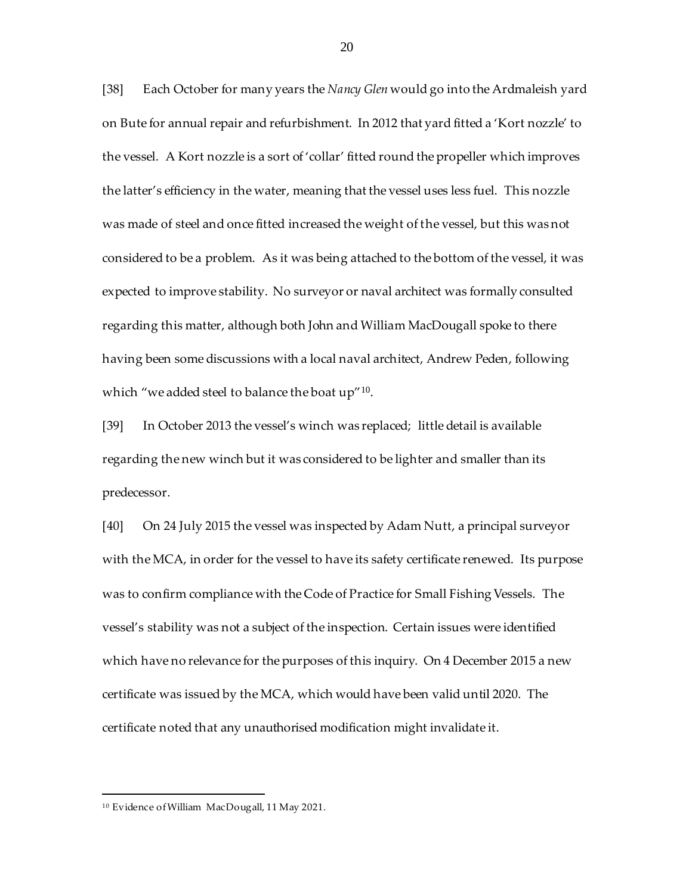[38] Each October for many years the *Nancy Glen* would go into the Ardmaleish yard on Bute for annual repair and refurbishment. In 2012 that yard fitted a 'Kort nozzle' to the vessel. A Kort nozzle is a sort of 'collar' fitted round the propeller which improves the latter's efficiency in the water, meaning that the vessel uses less fuel. This nozzle was made of steel and once fitted increased the weight of the vessel, but this was not considered to be a problem. As it was being attached to the bottom of the vessel, it was expected to improve stability. No surveyor or naval architect was formally consulted regarding this matter, although both John and William MacDougall spoke to there having been some discussions with a local naval architect, Andrew Peden, following which "we added steel to balance the boat up"[10].

[39] In October 2013 the vessel's winch was replaced; little detail is available regarding the new winch but it was considered to be lighter and smaller than its predecessor.

[40] On 24 July 2015 the vessel was inspected by Adam Nutt, a principal surveyor with the MCA, in order for the vessel to have its safety certificate renewed. Its purpose was to confirm compliance with the Code of Practice for Small Fishing Vessels. The vessel's stability was not a subject of the inspection. Certain issues were identified which have no relevance for the purposes of this inquiry. On 4 December 2015 a new certificate was issued by the MCA, which would have been valid until 2020. The certificate noted that any unauthorised modification might invalidate it.

---

[10] Evidence of William MacDougall, 11 May 2021.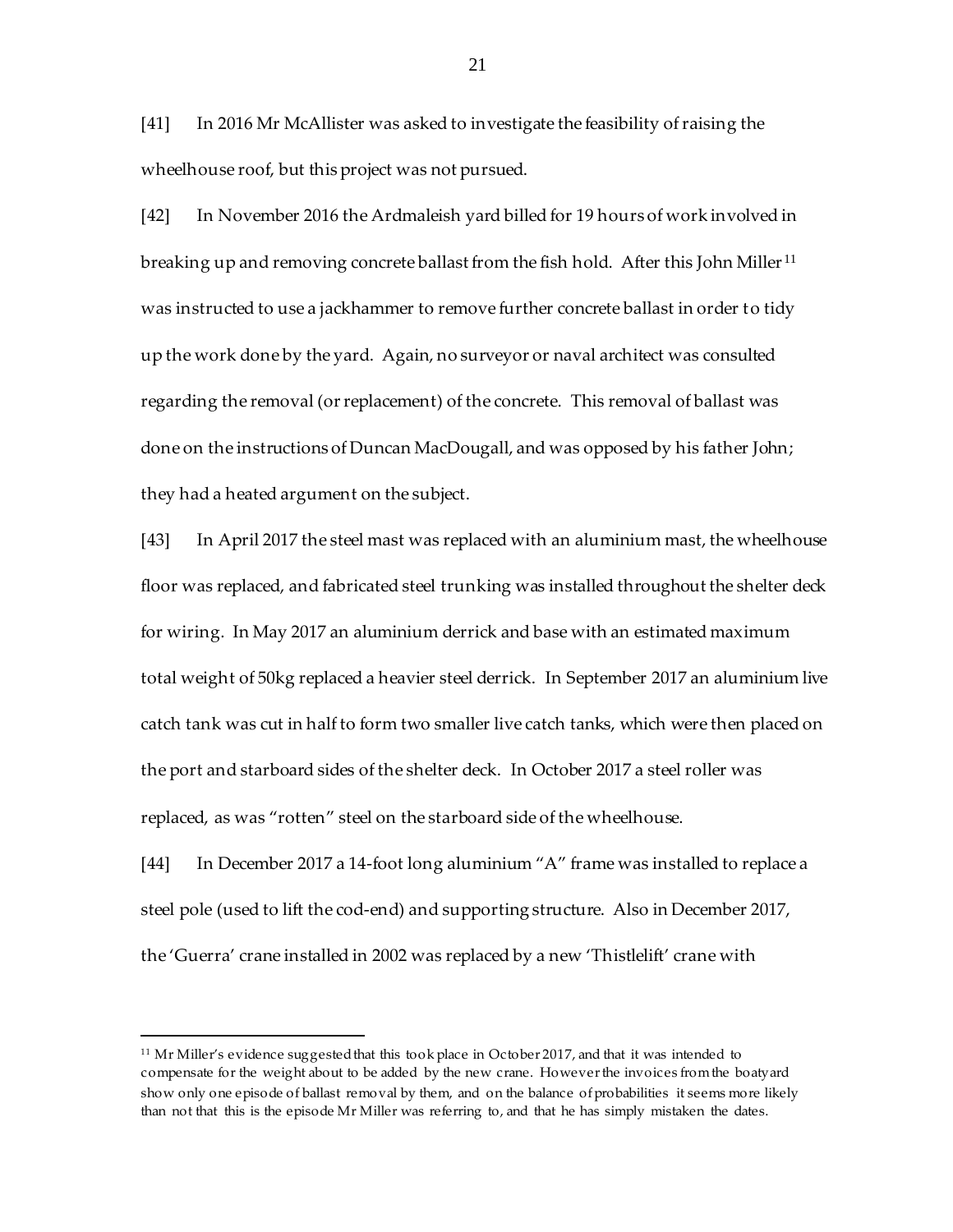[41] In 2016 Mr McAllister was asked to investigate the feasibility of raising the wheelhouse roof, but this project was not pursued.

[42] In November 2016 the Ardmaleish yard billed for 19 hours of work involved in breaking up and removing concrete ballast from the fish hold. After this John Miller[11] was instructed to use a jackhammer to remove further concrete ballast in order to tidy up the work done by the yard. Again, no surveyor or naval architect was consulted regarding the removal (or replacement) of the concrete. This removal of ballast was done on the instructions of Duncan MacDougall, and was opposed by his father John; they had a heated argument on the subject.

[43] In April 2017 the steel mast was replaced with an aluminium mast, the wheelhouse floor was replaced, and fabricated steel trunking was installed throughout the shelter deck for wiring. In May 2017 an aluminium derrick and base with an estimated maximum total weight of 50kg replaced a heavier steel derrick. In September 2017 an aluminium live catch tank was cut in half to form two smaller live catch tanks, which were then placed on the port and starboard sides of the shelter deck. In October 2017 a steel roller was replaced, as was "rotten" steel on the starboard side of the wheelhouse.

[44] In December 2017 a 14-foot long aluminium "A" frame was installed to replace a steel pole (used to lift the cod-end) and supporting structure. Also in December 2017, the 'Guerra' crane installed in 2002 was replaced by a new 'Thistlelift' crane with

---

[11] Mr Miller's evidence suggested that this took place in October 2017, and that it was intended to compensate for the weight about to be added by the new crane. However the invoices from the boatyard show only one episode of ballast removal by them, and on the balance of probabilities it seems more likely than not that this is the episode Mr Miller was referring to, and that he has simply mistaken the dates.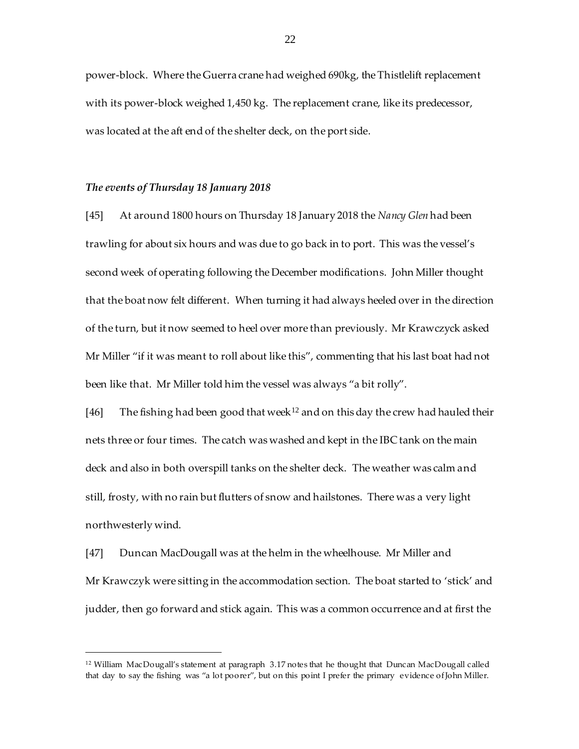power-block. Where the Guerra crane had weighed 690kg, the Thistlelift replacement with its power-block weighed 1,450 kg. The replacement crane, like its predecessor, was located at the aft end of the shelter deck, on the port side.

### *The events of Thursday 18 January 2018*

[45] At around 1800 hours on Thursday 18 January 2018 the *Nancy Glen* had been trawling for about six hours and was due to go back in to port. This was the vessel's second week of operating following the December modifications. John Miller thought that the boat now felt different. When turning it had always heeled over in the direction of the turn, but it now seemed to heel over more than previously. Mr Krawczyck asked Mr Miller "if it was meant to roll about like this", commenting that his last boat had not been like that. Mr Miller told him the vessel was always "a bit rolly".

[46] The fishing had been good that week[12] and on this day the crew had hauled their nets three or four times. The catch was washed and kept in the IBC tank on the main deck and also in both overspill tanks on the shelter deck. The weather was calm and still, frosty, with no rain but flutters of snow and hailstones. There was a very light northwesterly wind.

[47] Duncan MacDougall was at the helm in the wheelhouse. Mr Miller and Mr Krawczyk were sitting in the accommodation section. The boat started to 'stick' and judder, then go forward and stick again. This was a common occurrence and at first the

[12] William MacDougall's statement at paragraph 3.17 notes that he thought that Duncan MacDougall called that day to say the fishing was "a lot poorer", but on this point I prefer the primary evidence of John Miller.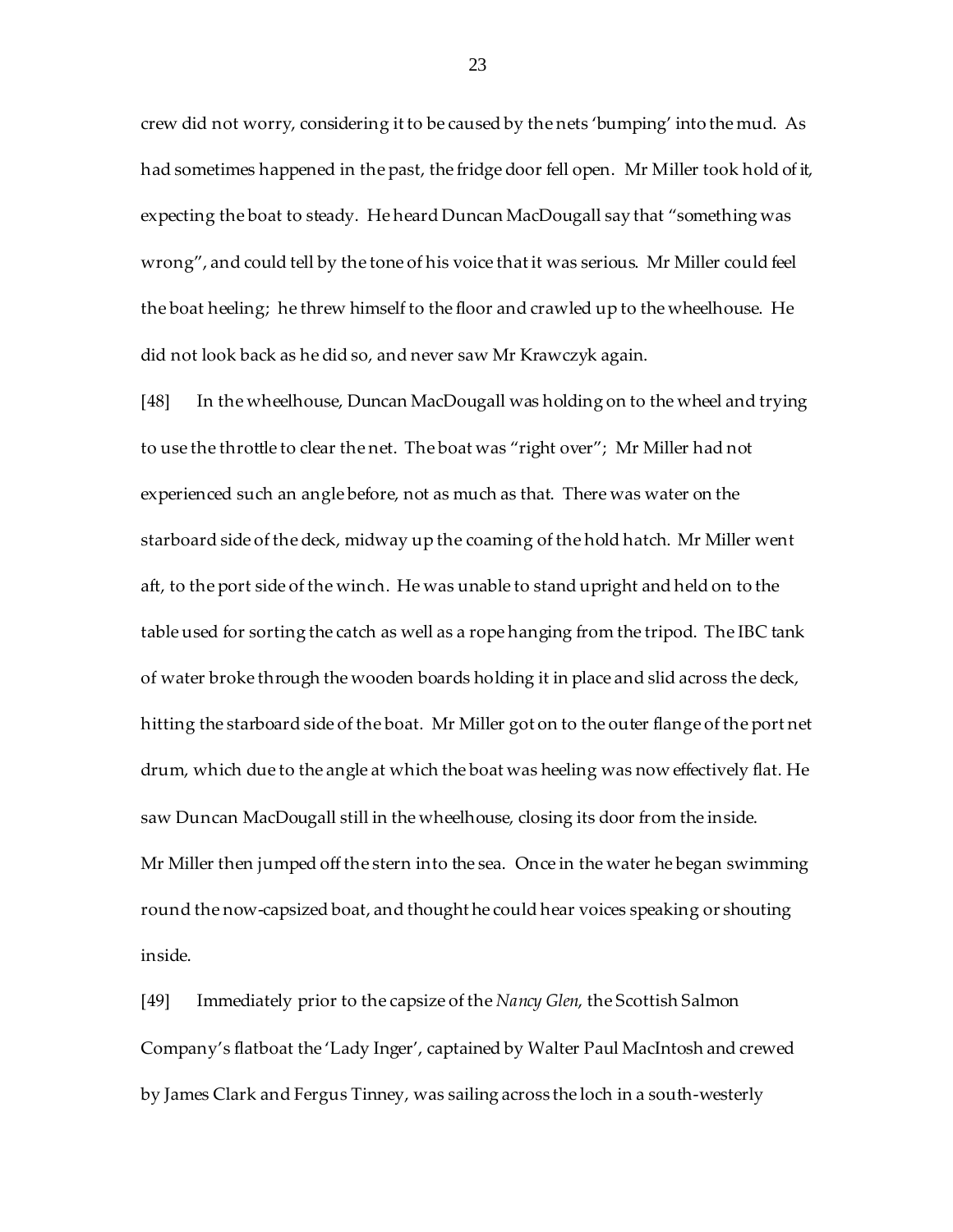crew did not worry, considering it to be caused by the nets 'bumping' into the mud. As had sometimes happened in the past, the fridge door fell open. Mr Miller took hold of it, expecting the boat to steady. He heard Duncan MacDougall say that "something was wrong", and could tell by the tone of his voice that it was serious. Mr Miller could feel the boat heeling; he threw himself to the floor and crawled up to the wheelhouse. He did not look back as he did so, and never saw Mr Krawczyk again.

[48] In the wheelhouse, Duncan MacDougall was holding on to the wheel and trying to use the throttle to clear the net. The boat was "right over"; Mr Miller had not experienced such an angle before, not as much as that. There was water on the starboard side of the deck, midway up the coaming of the hold hatch. Mr Miller went aft, to the port side of the winch. He was unable to stand upright and held on to the table used for sorting the catch as well as a rope hanging from the tripod. The IBC tank of water broke through the wooden boards holding it in place and slid across the deck, hitting the starboard side of the boat. Mr Miller got on to the outer flange of the port net drum, which due to the angle at which the boat was heeling was now effectively flat. He saw Duncan MacDougall still in the wheelhouse, closing its door from the inside. Mr Miller then jumped off the stern into the sea. Once in the water he began swimming round the now-capsized boat, and thought he could hear voices speaking or shouting inside.

[49] Immediately prior to the capsize of the *Nancy Glen*, the Scottish Salmon Company's flatboat the 'Lady Inger', captained by Walter Paul MacIntosh and crewed by James Clark and Fergus Tinney, was sailing across the loch in a south-westerly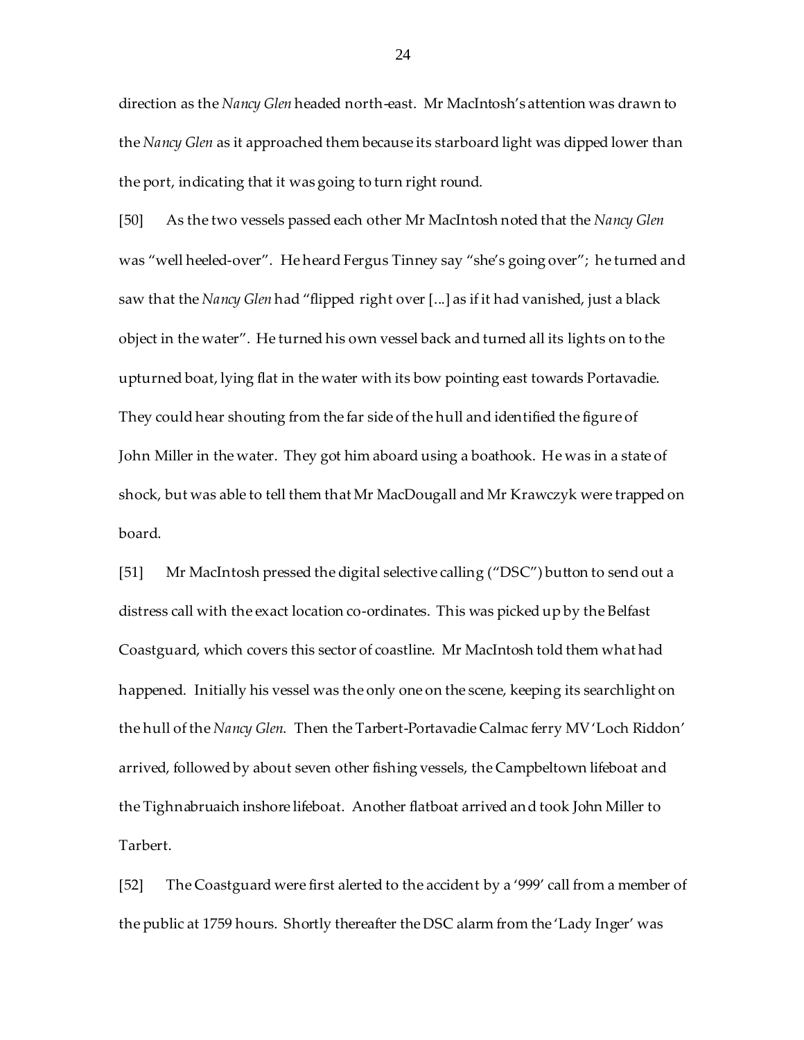direction as the *Nancy Glen* headed north-east. Mr MacIntosh's attention was drawn to the *Nancy Glen* as it approached them because its starboard light was dipped lower than the port, indicating that it was going to turn right round.

[50] As the two vessels passed each other Mr MacIntosh noted that the *Nancy Glen* was "well heeled-over". He heard Fergus Tinney say "she's going over"; he turned and saw that the *Nancy Glen* had "flipped right over [...] as if it had vanished, just a black object in the water". He turned his own vessel back and turned all its lights on to the upturned boat, lying flat in the water with its bow pointing east towards Portavadie. They could hear shouting from the far side of the hull and identified the figure of John Miller in the water. They got him aboard using a boathook. He was in a state of shock, but was able to tell them that Mr MacDougall and Mr Krawczyk were trapped on board.

[51] Mr MacIntosh pressed the digital selective calling ("DSC") button to send out a distress call with the exact location co-ordinates. This was picked up by the Belfast Coastguard, which covers this sector of coastline. Mr MacIntosh told them what had happened. Initially his vessel was the only one on the scene, keeping its searchlight on the hull of the *Nancy Glen*. Then the Tarbert-Portavadie Calmac ferry MV 'Loch Riddon' arrived, followed by about seven other fishing vessels, the Campbeltown lifeboat and the Tighnabruaich inshore lifeboat. Another flatboat arrived and took John Miller to Tarbert.

[52] The Coastguard were first alerted to the accident by a '999' call from a member of the public at 1759 hours. Shortly thereafter the DSC alarm from the 'Lady Inger' was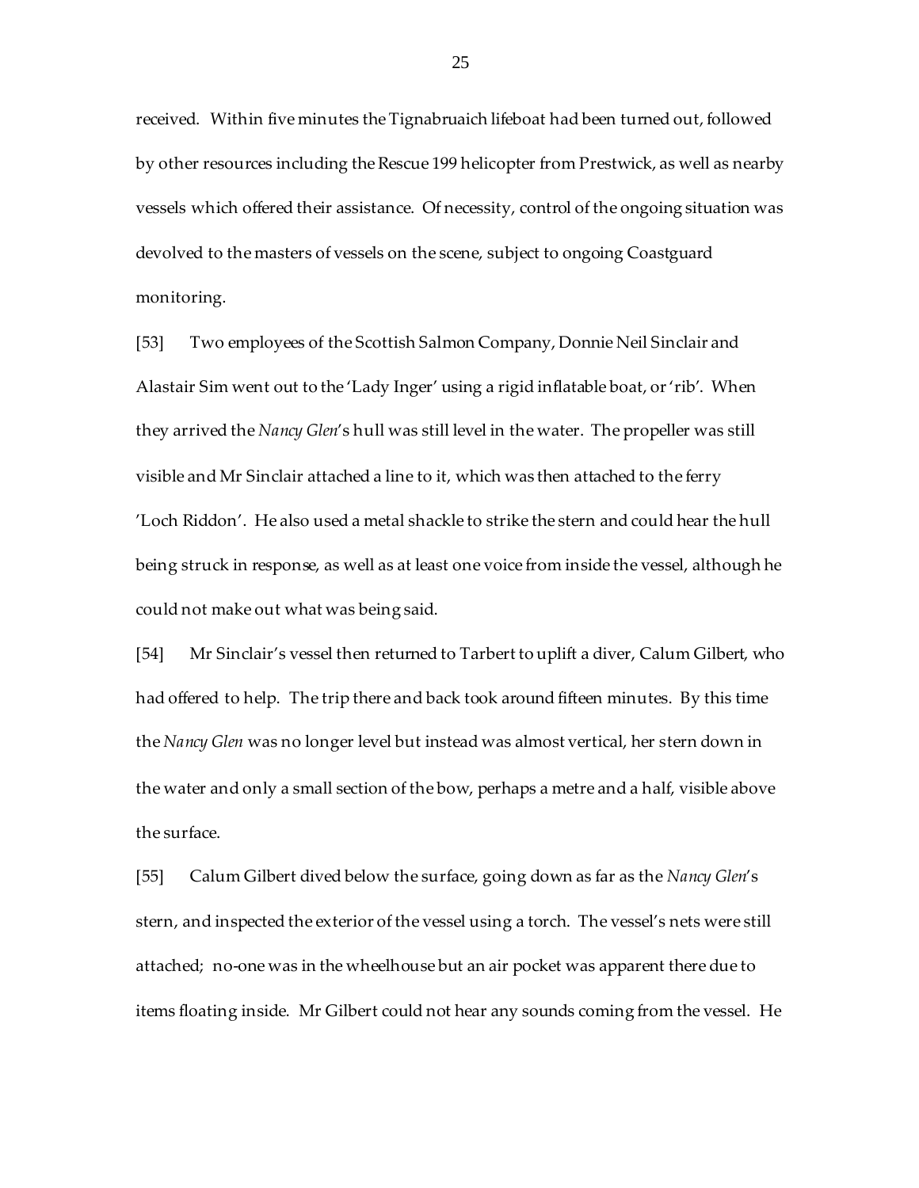received. Within five minutes the Tignabruaich lifeboat had been turned out, followed by other resources including the Rescue 199 helicopter from Prestwick, as well as nearby vessels which offered their assistance. Of necessity, control of the ongoing situation was devolved to the masters of vessels on the scene, subject to ongoing Coastguard monitoring.

[53] Two employees of the Scottish Salmon Company, Donnie Neil Sinclair and Alastair Sim went out to the 'Lady Inger' using a rigid inflatable boat, or 'rib'. When they arrived the *Nancy Glen*'s hull was still level in the water. The propeller was still visible and Mr Sinclair attached a line to it, which was then attached to the ferry 'Loch Riddon'. He also used a metal shackle to strike the stern and could hear the hull being struck in response, as well as at least one voice from inside the vessel, although he could not make out what was being said.

[54] Mr Sinclair's vessel then returned to Tarbert to uplift a diver, Calum Gilbert, who had offered to help. The trip there and back took around fifteen minutes. By this time the *Nancy Glen* was no longer level but instead was almost vertical, her stern down in the water and only a small section of the bow, perhaps a metre and a half, visible above the surface.

[55] Calum Gilbert dived below the surface, going down as far as the *Nancy Glen*'s stern, and inspected the exterior of the vessel using a torch. The vessel's nets were still attached; no-one was in the wheelhouse but an air pocket was apparent there due to items floating inside. Mr Gilbert could not hear any sounds coming from the vessel. He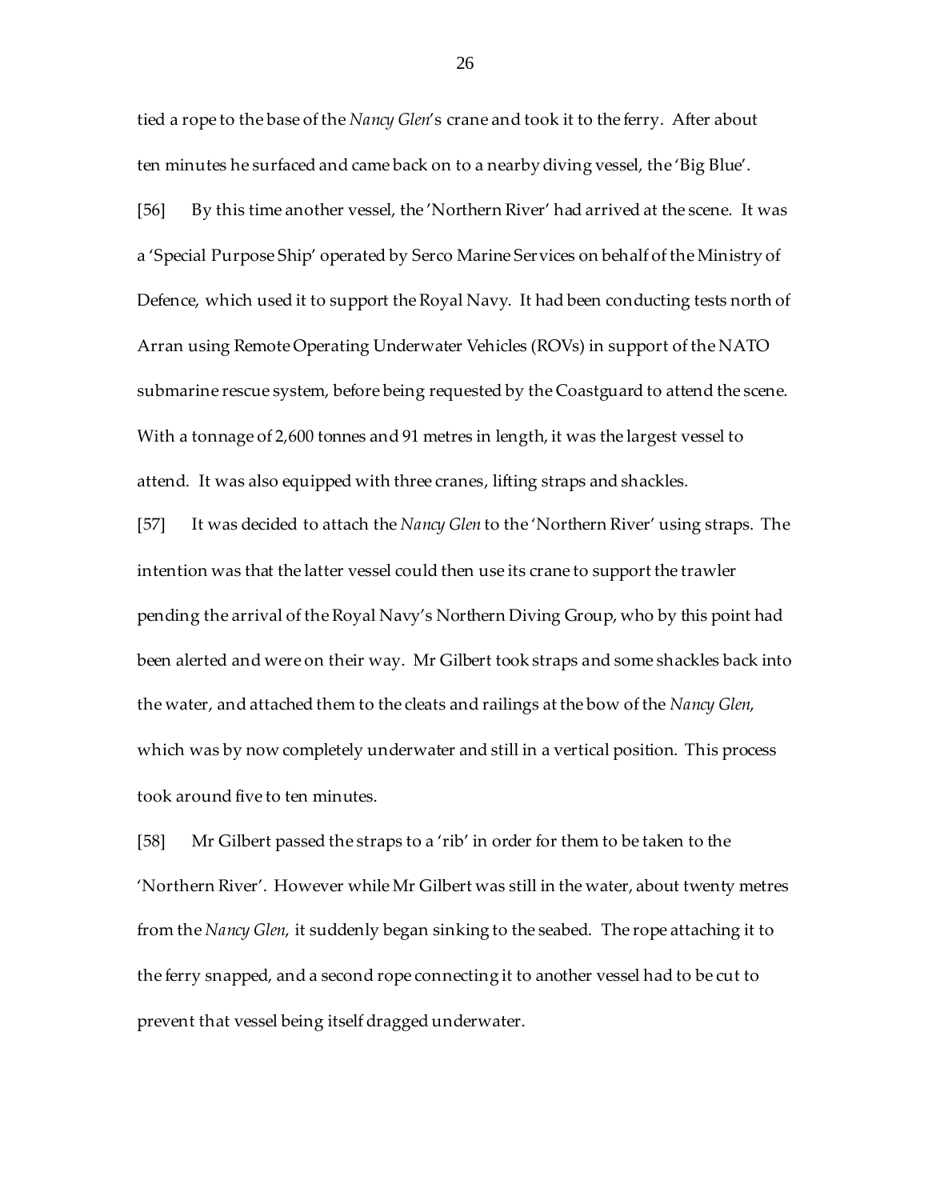tied a rope to the base of the *Nancy Glen*'s crane and took it to the ferry. After about ten minutes he surfaced and came back on to a nearby diving vessel, the 'Big Blue'.

[56] By this time another vessel, the 'Northern River' had arrived at the scene. It was a 'Special Purpose Ship' operated by Serco Marine Services on behalf of the Ministry of Defence, which used it to support the Royal Navy. It had been conducting tests north of Arran using Remote Operating Underwater Vehicles (ROVs) in support of the NATO submarine rescue system, before being requested by the Coastguard to attend the scene. With a tonnage of 2,600 tonnes and 91 metres in length, it was the largest vessel to attend. It was also equipped with three cranes, lifting straps and shackles.

[57] It was decided to attach the *Nancy Glen* to the 'Northern River' using straps. The intention was that the latter vessel could then use its crane to support the trawler pending the arrival of the Royal Navy's Northern Diving Group, who by this point had been alerted and were on their way. Mr Gilbert took straps and some shackles back into the water, and attached them to the cleats and railings at the bow of the *Nancy Glen*, which was by now completely underwater and still in a vertical position. This process took around five to ten minutes.

[58] Mr Gilbert passed the straps to a 'rib' in order for them to be taken to the 'Northern River'. However while Mr Gilbert was still in the water, about twenty metres from the *Nancy Glen*, it suddenly began sinking to the seabed. The rope attaching it to the ferry snapped, and a second rope connecting it to another vessel had to be cut to prevent that vessel being itself dragged underwater.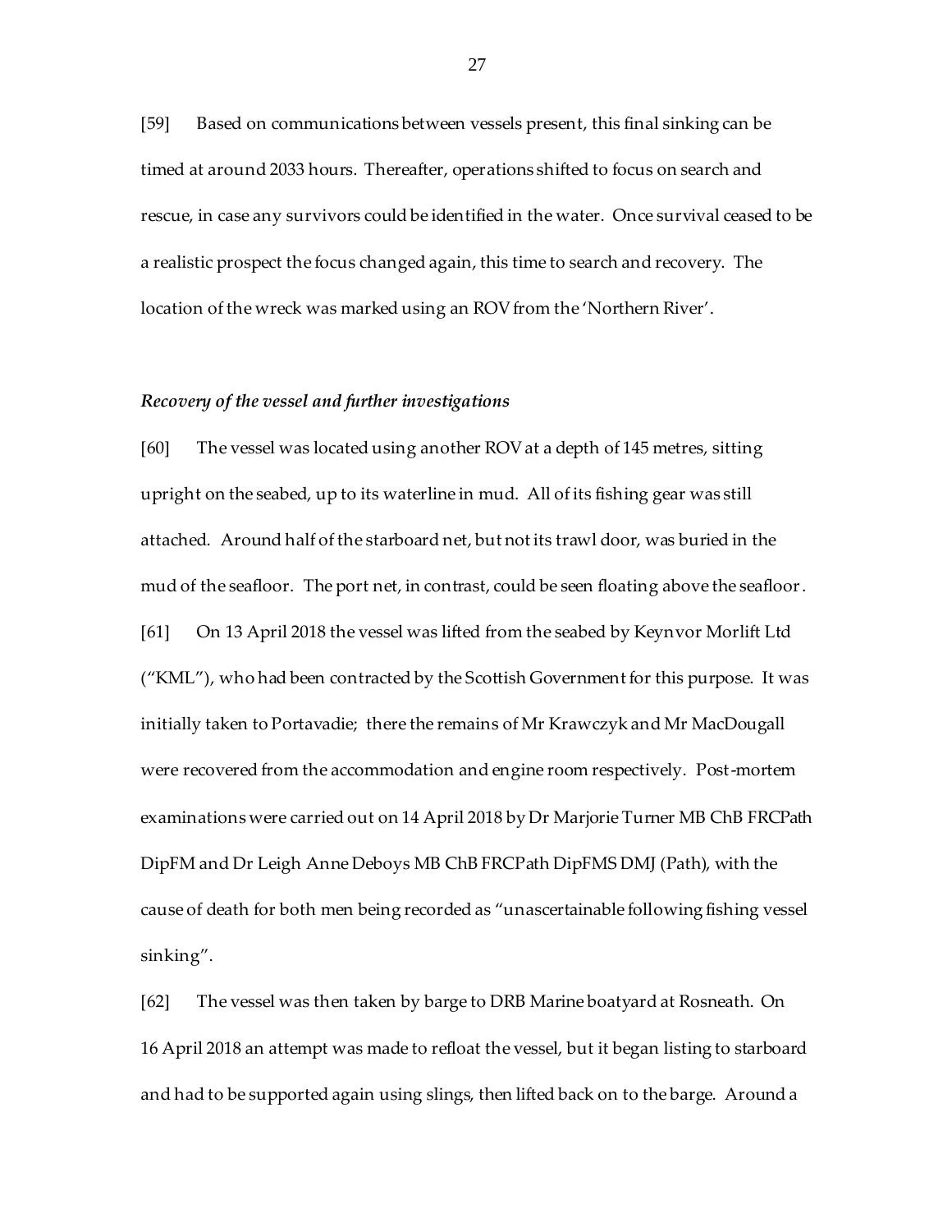[59] Based on communications between vessels present, this final sinking can be timed at around 2033 hours. Thereafter, operations shifted to focus on search and rescue, in case any survivors could be identified in the water. Once survival ceased to be a realistic prospect the focus changed again, this time to search and recovery. The location of the wreck was marked using an ROV from the 'Northern River'.

### *Recovery of the vessel and further investigations*

[60] The vessel was located using another ROV at a depth of 145 metres, sitting upright on the seabed, up to its waterline in mud. All of its fishing gear was still attached. Around half of the starboard net, but not its trawl door, was buried in the mud of the seafloor. The port net, in contrast, could be seen floating above the seafloor.

[61] On 13 April 2018 the vessel was lifted from the seabed by Keynvor Morlift Ltd ("KML"), who had been contracted by the Scottish Government for this purpose. It was initially taken to Portavadie; there the remains of Mr Krawczyk and Mr MacDougall were recovered from the accommodation and engine room respectively. Post-mortem examinations were carried out on 14 April 2018 by Dr Marjorie Turner MB ChB FRCPath DipFM and Dr Leigh Anne Deboys MB ChB FRCPath DipFMS DMJ (Path), with the cause of death for both men being recorded as "unascertainable following fishing vessel sinking".

[62] The vessel was then taken by barge to DRB Marine boatyard at Rosneath. On 16 April 2018 an attempt was made to refloat the vessel, but it began listing to starboard and had to be supported again using slings, then lifted back on to the barge. Around a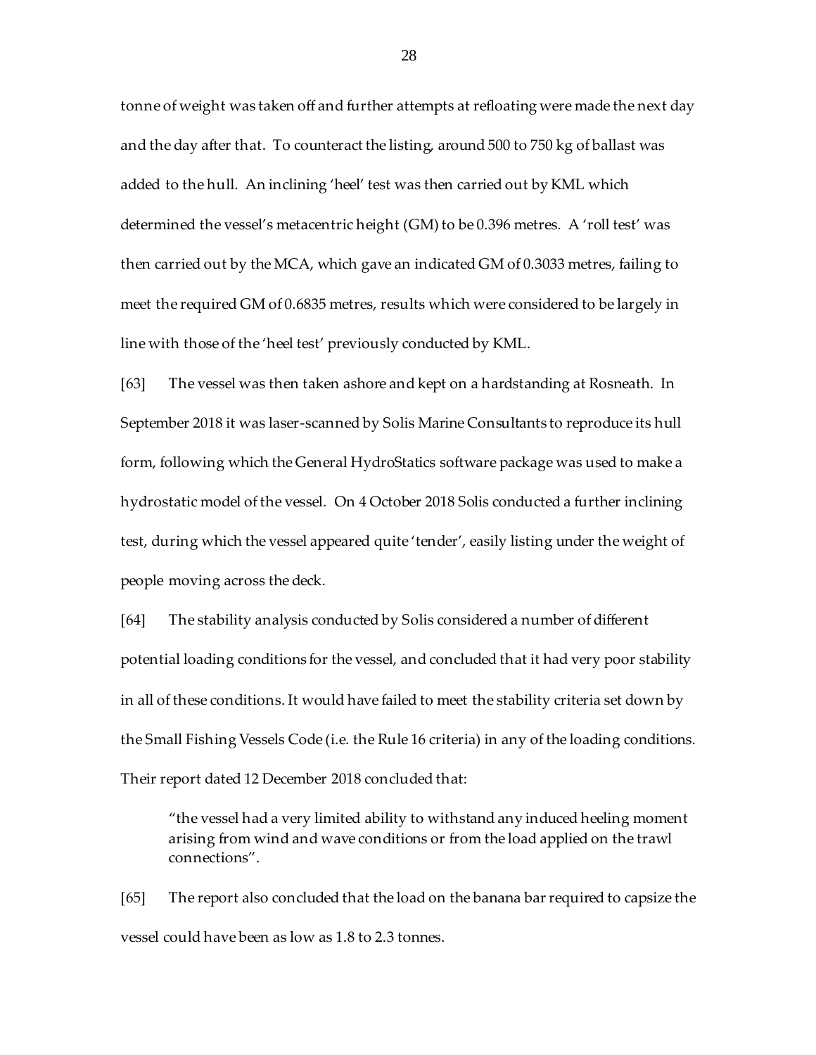tonne of weight was taken off and further attempts at refloating were made the next day and the day after that. To counteract the listing, around 500 to 750 kg of ballast was added to the hull. An inclining 'heel' test was then carried out by KML which determined the vessel's metacentric height (GM) to be 0.396 metres. A 'roll test' was then carried out by the MCA, which gave an indicated GM of 0.3033 metres, failing to meet the required GM of 0.6835 metres, results which were considered to be largely in line with those of the 'heel test' previously conducted by KML.

[63] The vessel was then taken ashore and kept on a hardstanding at Rosneath. In September 2018 it was laser-scanned by Solis Marine Consultants to reproduce its hull form, following which the General HydroStatics software package was used to make a hydrostatic model of the vessel. On 4 October 2018 Solis conducted a further inclining test, during which the vessel appeared quite 'tender', easily listing under the weight of people moving across the deck.

[64] The stability analysis conducted by Solis considered a number of different potential loading conditions for the vessel, and concluded that it had very poor stability in all of these conditions. It would have failed to meet the stability criteria set down by the Small Fishing Vessels Code (i.e. the Rule 16 criteria) in any of the loading conditions. Their report dated 12 December 2018 concluded that:

> "the vessel had a very limited ability to withstand any induced heeling moment arising from wind and wave conditions or from the load applied on the trawl connections".

[65] The report also concluded that the load on the banana bar required to capsize the vessel could have been as low as 1.8 to 2.3 tonnes.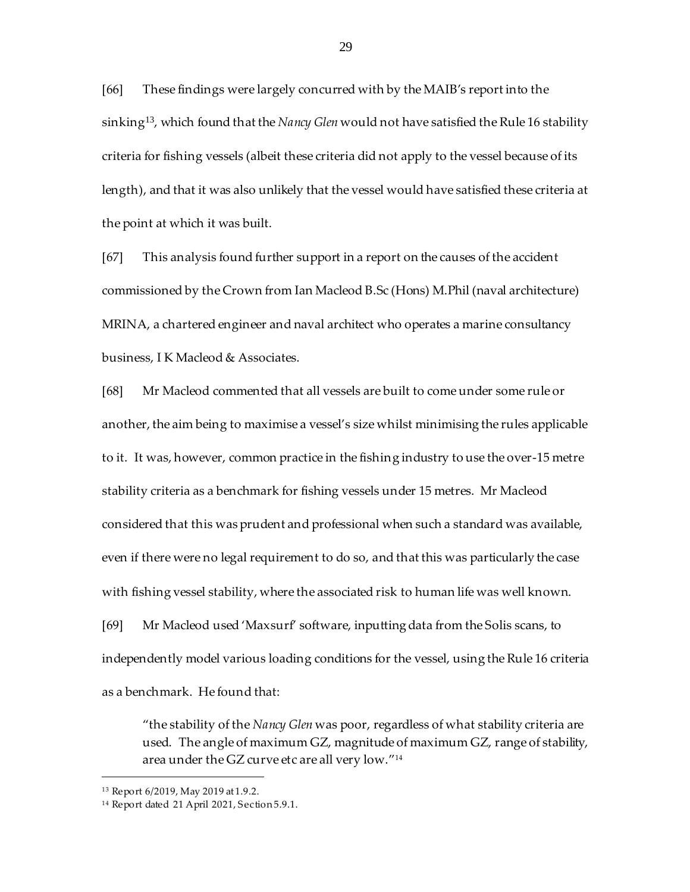[66] These findings were largely concurred with by the MAIB's report into the sinking[13], which found that the *Nancy Glen* would not have satisfied the Rule 16 stability criteria for fishing vessels (albeit these criteria did not apply to the vessel because of its length), and that it was also unlikely that the vessel would have satisfied these criteria at the point at which it was built.

[67] This analysis found further support in a report on the causes of the accident commissioned by the Crown from Ian Macleod B.Sc (Hons) M.Phil (naval architecture) MRINA, a chartered engineer and naval architect who operates a marine consultancy business, I K Macleod & Associates.

[68] Mr Macleod commented that all vessels are built to come under some rule or another, the aim being to maximise a vessel's size whilst minimising the rules applicable to it. It was, however, common practice in the fishing industry to use the over-15 metre stability criteria as a benchmark for fishing vessels under 15 metres. Mr Macleod considered that this was prudent and professional when such a standard was available, even if there were no legal requirement to do so, and that this was particularly the case with fishing vessel stability, where the associated risk to human life was well known.

[69] Mr Macleod used 'Maxsurf' software, inputting data from the Solis scans, to independently model various loading conditions for the vessel, using the Rule 16 criteria as a benchmark. He found that:

> "the stability of the *Nancy Glen* was poor, regardless of what stability criteria are used. The angle of maximum GZ, magnitude of maximum GZ, range of stability, area under the GZ curve etc are all very low."[14]

---

[13] Report 6/2019, May 2019 at 1.9.2.

[14] Report dated 21 April 2021, Section 5.9.1.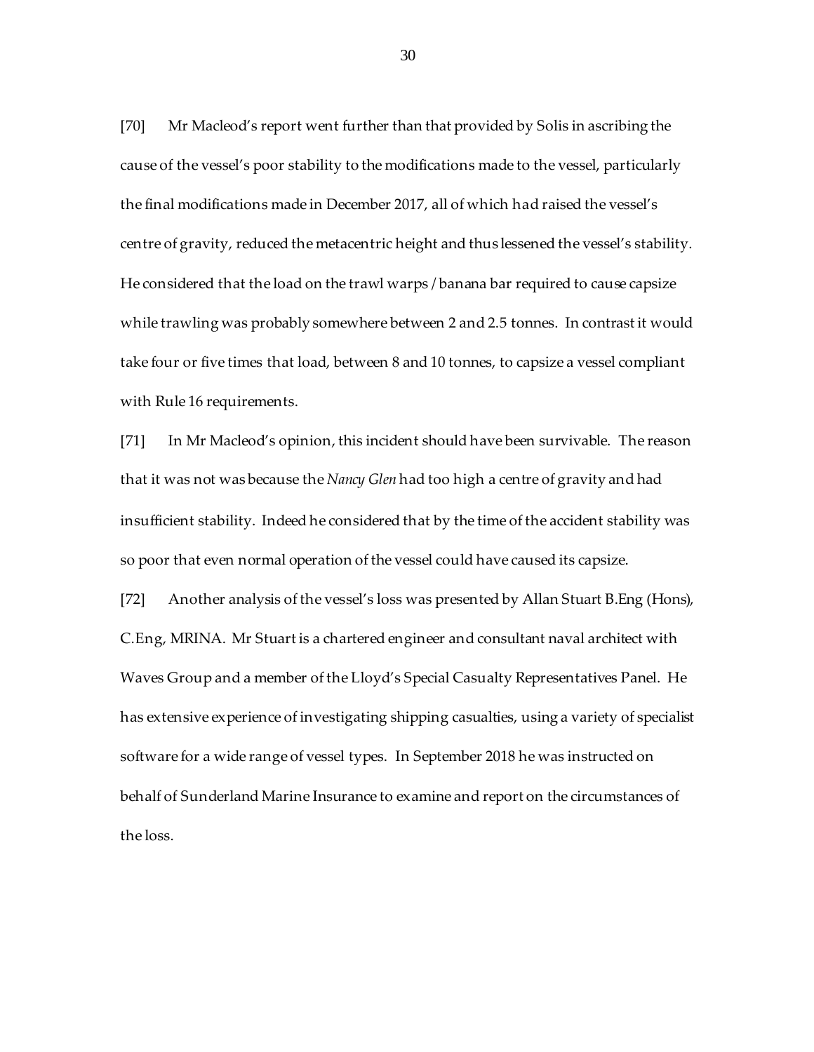[70] Mr Macleod's report went further than that provided by Solis in ascribing the cause of the vessel's poor stability to the modifications made to the vessel, particularly the final modifications made in December 2017, all of which had raised the vessel's centre of gravity, reduced the metacentric height and thus lessened the vessel's stability. He considered that the load on the trawl warps / banana bar required to cause capsize while trawling was probably somewhere between 2 and 2.5 tonnes. In contrast it would take four or five times that load, between 8 and 10 tonnes, to capsize a vessel compliant with Rule 16 requirements.

[71] In Mr Macleod's opinion, this incident should have been survivable. The reason that it was not was because the *Nancy Glen* had too high a centre of gravity and had insufficient stability. Indeed he considered that by the time of the accident stability was so poor that even normal operation of the vessel could have caused its capsize.

[72] Another analysis of the vessel's loss was presented by Allan Stuart B.Eng (Hons), C.Eng, MRINA. Mr Stuart is a chartered engineer and consultant naval architect with Waves Group and a member of the Lloyd's Special Casualty Representatives Panel. He has extensive experience of investigating shipping casualties, using a variety of specialist software for a wide range of vessel types. In September 2018 he was instructed on behalf of Sunderland Marine Insurance to examine and report on the circumstances of the loss.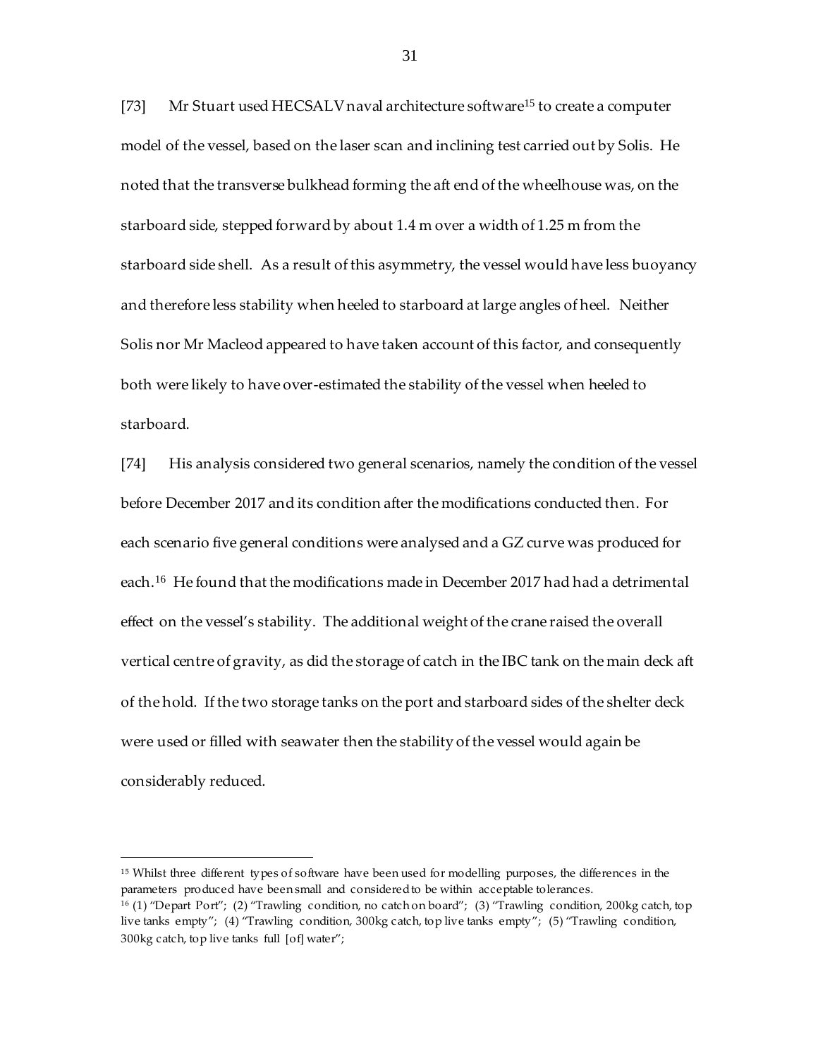[73] Mr Stuart used HECSALV naval architecture software[15] to create a computer model of the vessel, based on the laser scan and inclining test carried out by Solis. He noted that the transverse bulkhead forming the aft end of the wheelhouse was, on the starboard side, stepped forward by about 1.4 m over a width of 1.25 m from the starboard side shell. As a result of this asymmetry, the vessel would have less buoyancy and therefore less stability when heeled to starboard at large angles of heel. Neither Solis nor Mr Macleod appeared to have taken account of this factor, and consequently both were likely to have over-estimated the stability of the vessel when heeled to starboard.

[74] His analysis considered two general scenarios, namely the condition of the vessel before December 2017 and its condition after the modifications conducted then. For each scenario five general conditions were analysed and a GZ curve was produced for each.[16] He found that the modifications made in December 2017 had had a detrimental effect on the vessel's stability. The additional weight of the crane raised the overall vertical centre of gravity, as did the storage of catch in the IBC tank on the main deck aft of the hold. If the two storage tanks on the port and starboard sides of the shelter deck were used or filled with seawater then the stability of the vessel would again be considerably reduced.

---

[15] Whilst three different types of software have been used for modelling purposes, the differences in the parameters produced have been small and considered to be within acceptable tolerances.

[16] (1) "Depart Port"; (2) "Trawling condition, no catch on board"; (3) "Trawling condition, 200kg catch, top live tanks empty"; (4) "Trawling condition, 300kg catch, top live tanks empty"; (5) "Trawling condition, 300kg catch, top live tanks full [of] water";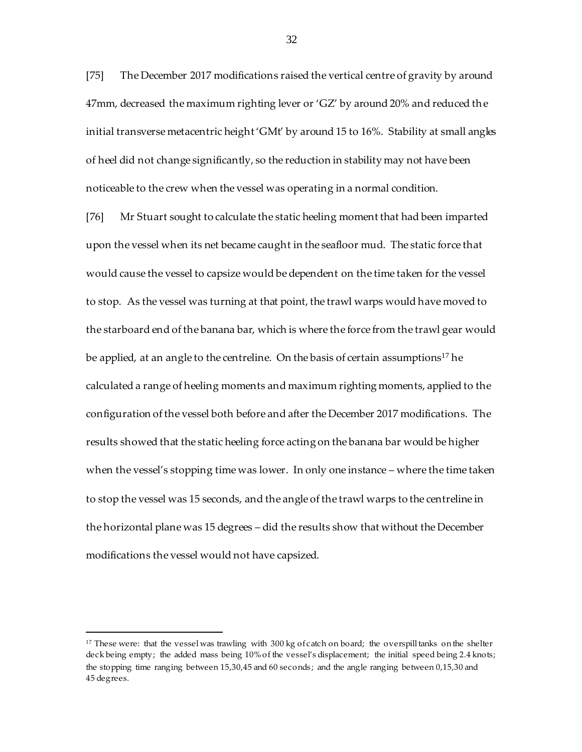[75] The December 2017 modifications raised the vertical centre of gravity by around 47mm, decreased the maximum righting lever or 'GZ' by around 20% and reduced the initial transverse metacentric height 'GMt' by around 15 to 16%. Stability at small angles of heel did not change significantly, so the reduction in stability may not have been noticeable to the crew when the vessel was operating in a normal condition.

[76] Mr Stuart sought to calculate the static heeling moment that had been imparted upon the vessel when its net became caught in the seafloor mud. The static force that would cause the vessel to capsize would be dependent on the time taken for the vessel to stop. As the vessel was turning at that point, the trawl warps would have moved to the starboard end of the banana bar, which is where the force from the trawl gear would be applied, at an angle to the centreline. On the basis of certain assumptions[17] he calculated a range of heeling moments and maximum righting moments, applied to the configuration of the vessel both before and after the December 2017 modifications. The results showed that the static heeling force acting on the banana bar would be higher when the vessel's stopping time was lower. In only one instance – where the time taken to stop the vessel was 15 seconds, and the angle of the trawl warps to the centreline in the horizontal plane was 15 degrees – did the results show that without the December modifications the vessel would not have capsized.

---

[17] These were: that the vessel was trawling with 300 kg of catch on board; the overspill tanks on the shelter deck being empty; the added mass being 10% of the vessel's displacement; the initial speed being 2.4 knots; the stopping time ranging between 15,30,45 and 60 seconds; and the angle ranging between 0,15,30 and 45 degrees.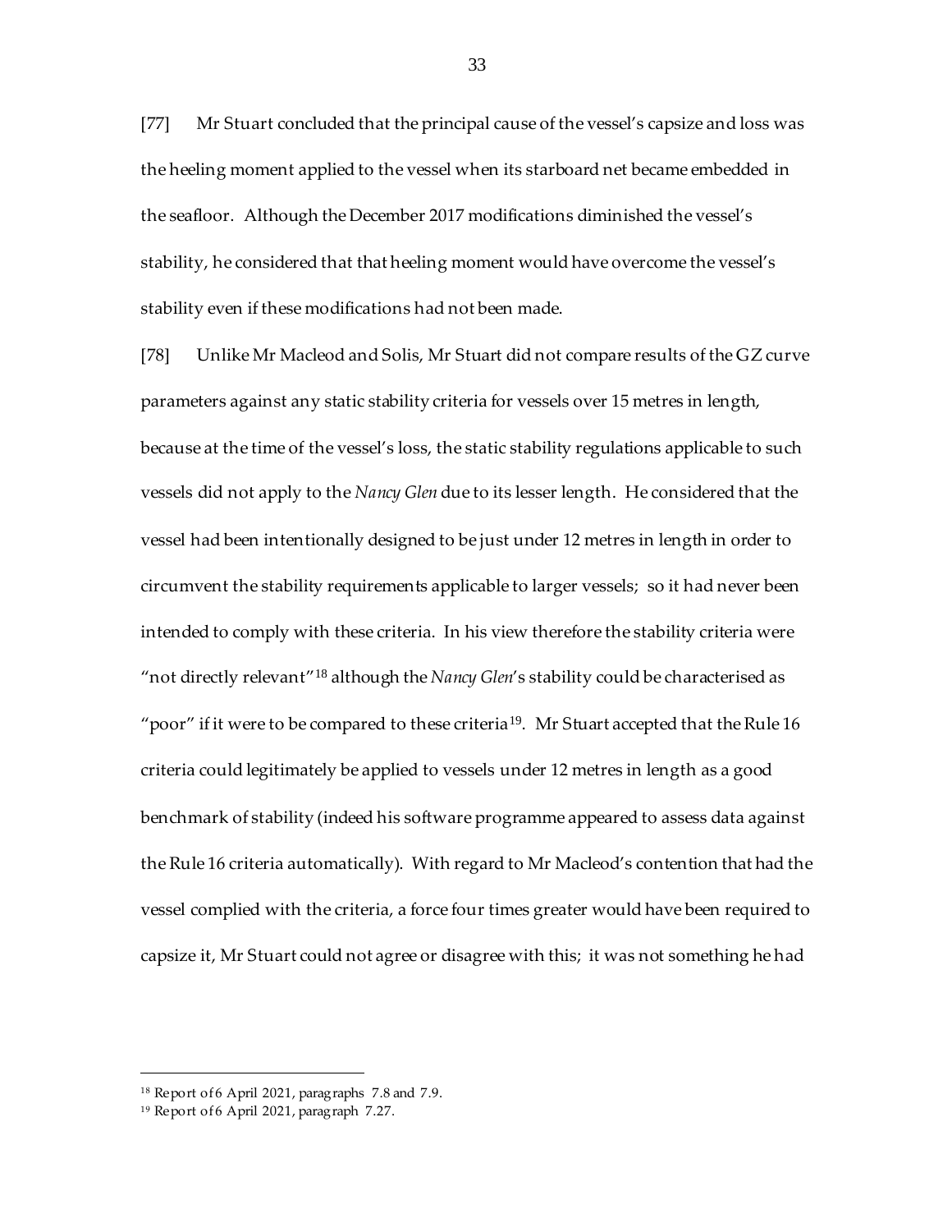[77] Mr Stuart concluded that the principal cause of the vessel's capsize and loss was the heeling moment applied to the vessel when its starboard net became embedded in the seafloor. Although the December 2017 modifications diminished the vessel's stability, he considered that that heeling moment would have overcome the vessel's stability even if these modifications had not been made.

[78] Unlike Mr Macleod and Solis, Mr Stuart did not compare results of the GZ curve parameters against any static stability criteria for vessels over 15 metres in length, because at the time of the vessel's loss, the static stability regulations applicable to such vessels did not apply to the *Nancy Glen* due to its lesser length. He considered that the vessel had been intentionally designed to be just under 12 metres in length in order to circumvent the stability requirements applicable to larger vessels; so it had never been intended to comply with these criteria. In his view therefore the stability criteria were "not directly relevant"[18] although the *Nancy Glen*'s stability could be characterised as "poor" if it were to be compared to these criteria[19]. Mr Stuart accepted that the Rule 16 criteria could legitimately be applied to vessels under 12 metres in length as a good benchmark of stability (indeed his software programme appeared to assess data against the Rule 16 criteria automatically). With regard to Mr Macleod's contention that had the vessel complied with the criteria, a force four times greater would have been required to capsize it, Mr Stuart could not agree or disagree with this; it was not something he had

[18] Report of 6 April 2021, paragraphs 7.8 and 7.9.

[19] Report of 6 April 2021, paragraph 7.27.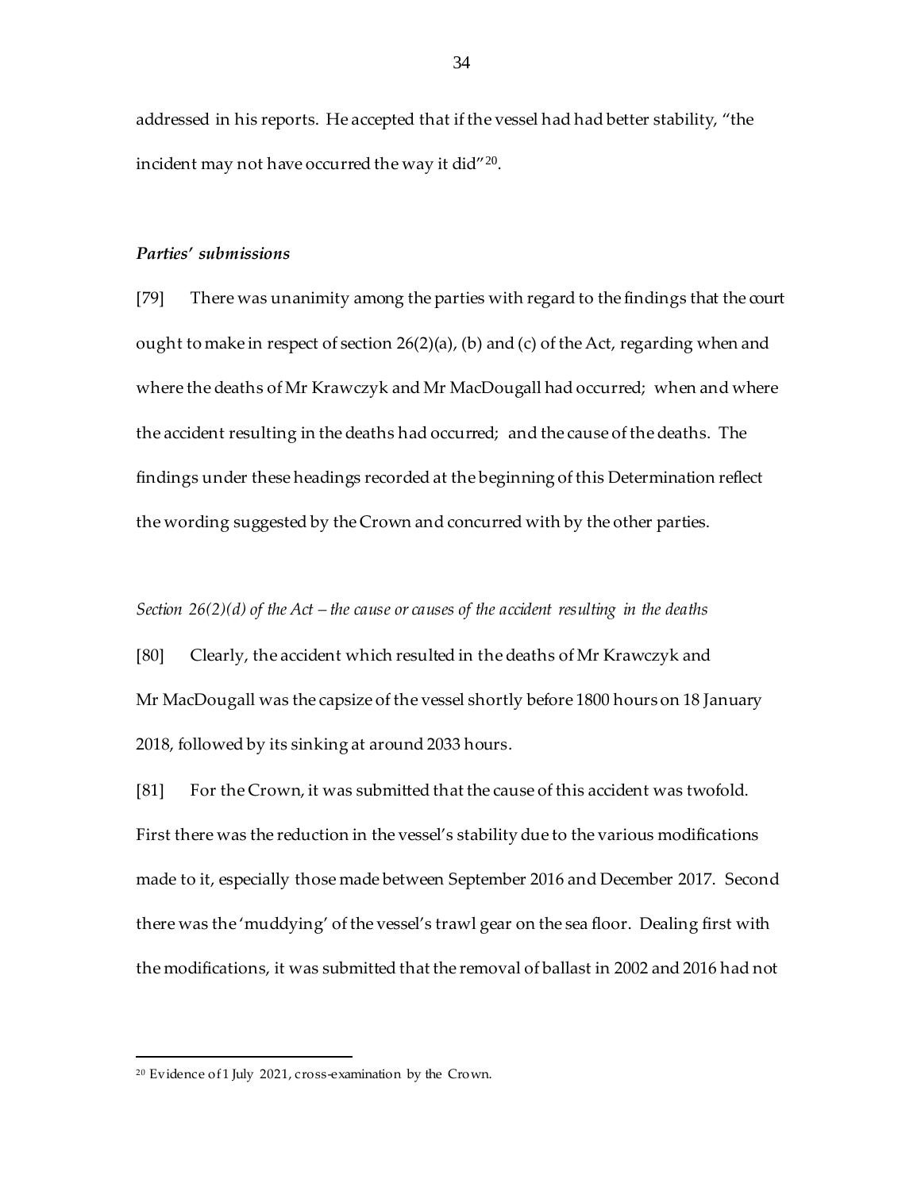addressed in his reports. He accepted that if the vessel had had better stability, "the incident may not have occurred the way it did"[20].

***Parties' submissions***

[79] There was unanimity among the parties with regard to the findings that the court ought to make in respect of section 26(2)(a), (b) and (c) of the Act, regarding when and where the deaths of Mr Krawczyk and Mr MacDougall had occurred; when and where the accident resulting in the deaths had occurred; and the cause of the deaths. The findings under these headings recorded at the beginning of this Determination reflect the wording suggested by the Crown and concurred with by the other parties.

*Section 26(2)(d) of the Act – the cause or causes of the accident resulting in the deaths*

[80] Clearly, the accident which resulted in the deaths of Mr Krawczyk and Mr MacDougall was the capsize of the vessel shortly before 1800 hours on 18 January 2018, followed by its sinking at around 2033 hours.

[81] For the Crown, it was submitted that the cause of this accident was twofold. First there was the reduction in the vessel's stability due to the various modifications made to it, especially those made between September 2016 and December 2017. Second there was the 'muddying' of the vessel's trawl gear on the sea floor. Dealing first with the modifications, it was submitted that the removal of ballast in 2002 and 2016 had not

[20] Evidence of 1 July 2021, cross-examination by the Crown.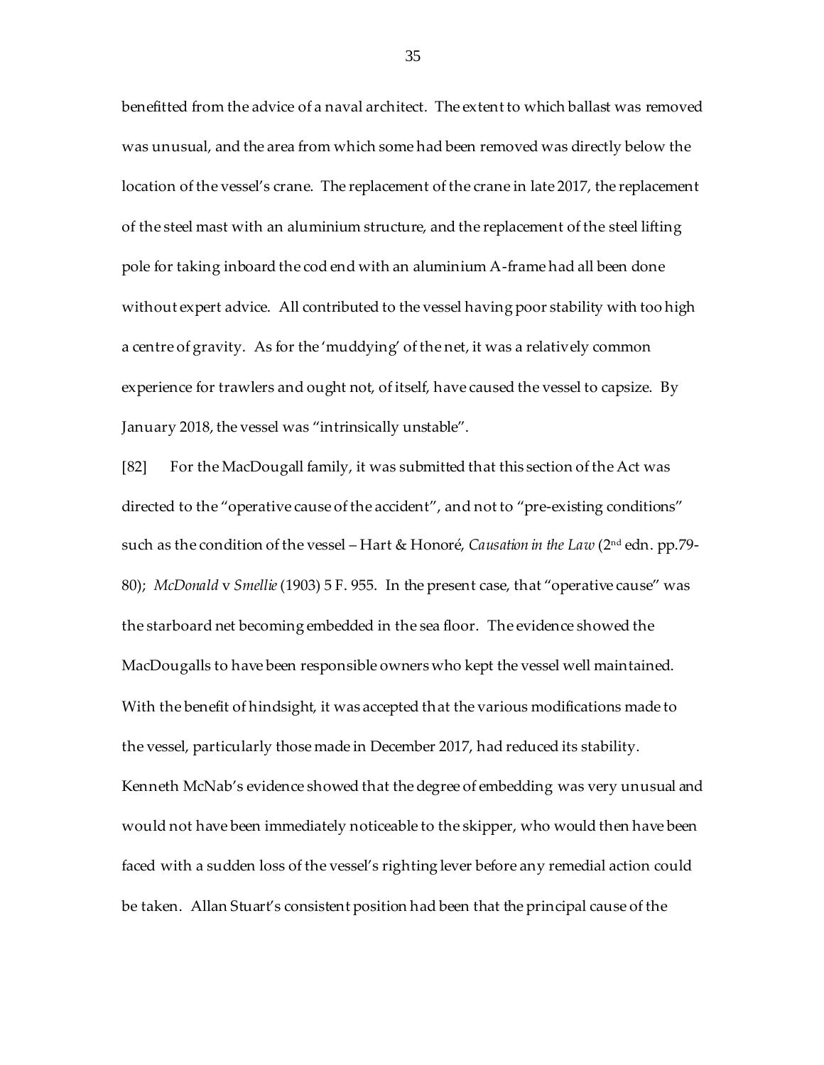benefitted from the advice of a naval architect. The extent to which ballast was removed was unusual, and the area from which some had been removed was directly below the location of the vessel's crane. The replacement of the crane in late 2017, the replacement of the steel mast with an aluminium structure, and the replacement of the steel lifting pole for taking inboard the cod end with an aluminium A-frame had all been done without expert advice. All contributed to the vessel having poor stability with too high a centre of gravity. As for the 'muddying' of the net, it was a relatively common experience for trawlers and ought not, of itself, have caused the vessel to capsize. By January 2018, the vessel was "intrinsically unstable".

[82] For the MacDougall family, it was submitted that this section of the Act was directed to the "operative cause of the accident", and not to "pre-existing conditions" such as the condition of the vessel – Hart & Honoré, *Causation in the Law* (2nd edn. pp.79-80); *McDonald* v *Smellie* (1903) 5 F. 955. In the present case, that "operative cause" was the starboard net becoming embedded in the sea floor. The evidence showed the MacDougalls to have been responsible owners who kept the vessel well maintained. With the benefit of hindsight, it was accepted that the various modifications made to the vessel, particularly those made in December 2017, had reduced its stability. Kenneth McNab's evidence showed that the degree of embedding was very unusual and would not have been immediately noticeable to the skipper, who would then have been faced with a sudden loss of the vessel's righting lever before any remedial action could be taken. Allan Stuart's consistent position had been that the principal cause of the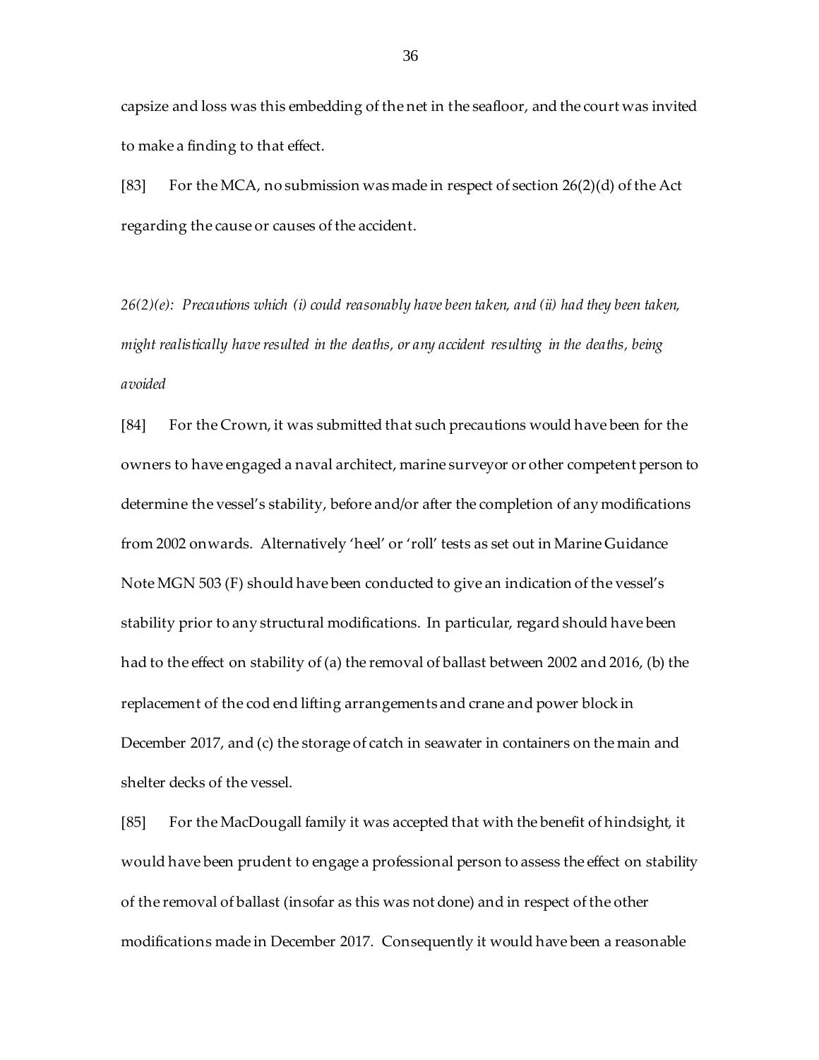capsize and loss was this embedding of the net in the seafloor, and the court was invited to make a finding to that effect.

[83] For the MCA, no submission was made in respect of section 26(2)(d) of the Act regarding the cause or causes of the accident.

*26(2)(e): Precautions which (i) could reasonably have been taken, and (ii) had they been taken, might realistically have resulted in the deaths, or any accident resulting in the deaths, being avoided*

[84] For the Crown, it was submitted that such precautions would have been for the owners to have engaged a naval architect, marine surveyor or other competent person to determine the vessel's stability, before and/or after the completion of any modifications from 2002 onwards. Alternatively 'heel' or 'roll' tests as set out in Marine Guidance Note MGN 503 (F) should have been conducted to give an indication of the vessel's stability prior to any structural modifications. In particular, regard should have been had to the effect on stability of (a) the removal of ballast between 2002 and 2016, (b) the replacement of the cod end lifting arrangements and crane and power block in December 2017, and (c) the storage of catch in seawater in containers on the main and shelter decks of the vessel.

[85] For the MacDougall family it was accepted that with the benefit of hindsight, it would have been prudent to engage a professional person to assess the effect on stability of the removal of ballast (insofar as this was not done) and in respect of the other modifications made in December 2017. Consequently it would have been a reasonable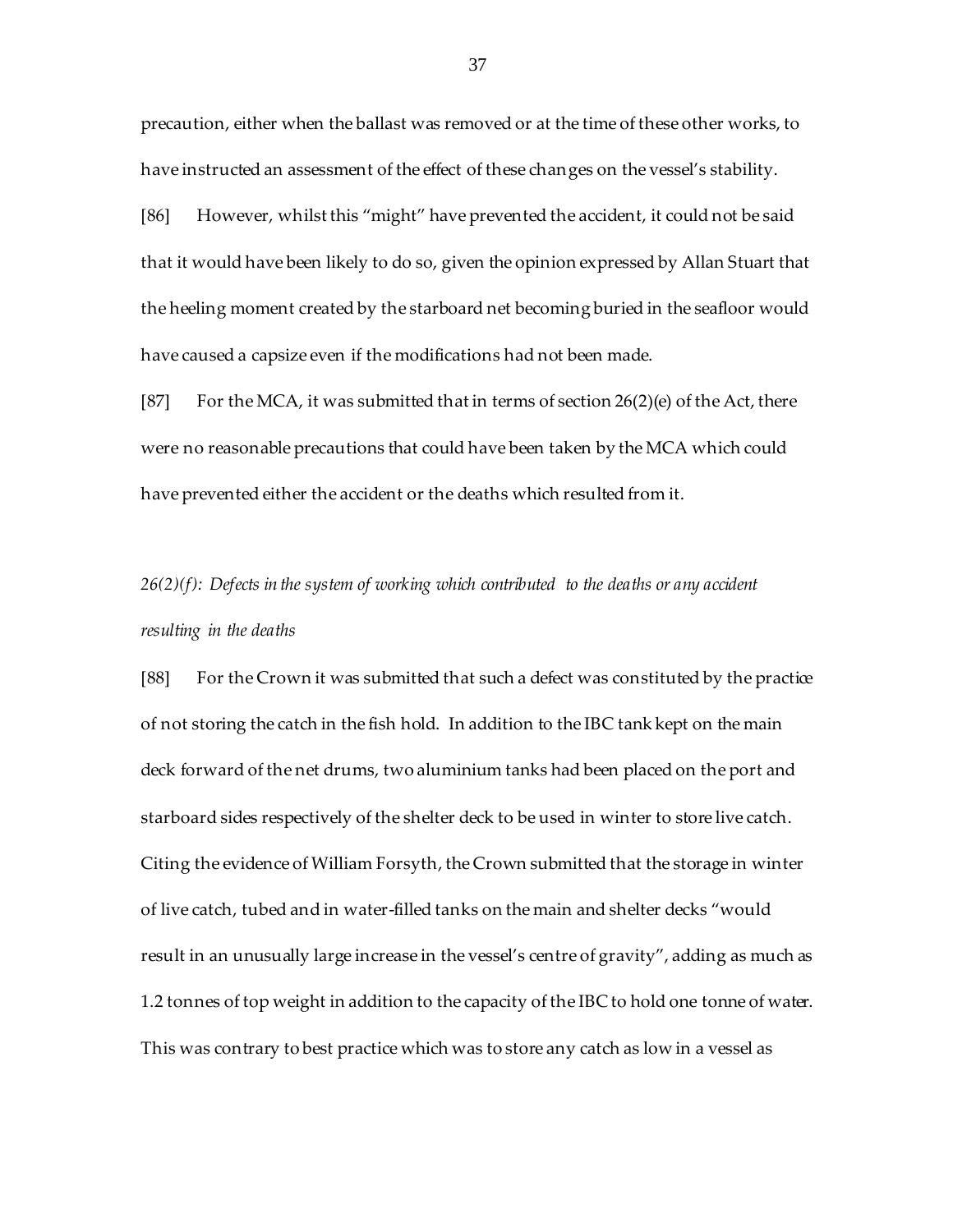precaution, either when the ballast was removed or at the time of these other works, to have instructed an assessment of the effect of these changes on the vessel's stability.

[86] However, whilst this "might" have prevented the accident, it could not be said that it would have been likely to do so, given the opinion expressed by Allan Stuart that the heeling moment created by the starboard net becoming buried in the seafloor would have caused a capsize even if the modifications had not been made.

[87] For the MCA, it was submitted that in terms of section 26(2)(e) of the Act, there were no reasonable precautions that could have been taken by the MCA which could have prevented either the accident or the deaths which resulted from it.

*26(2)(f): Defects in the system of working which contributed to the deaths or any accident resulting in the deaths*

[88] For the Crown it was submitted that such a defect was constituted by the practice of not storing the catch in the fish hold. In addition to the IBC tank kept on the main deck forward of the net drums, two aluminium tanks had been placed on the port and starboard sides respectively of the shelter deck to be used in winter to store live catch. Citing the evidence of William Forsyth, the Crown submitted that the storage in winter of live catch, tubed and in water-filled tanks on the main and shelter decks "would result in an unusually large increase in the vessel's centre of gravity", adding as much as 1.2 tonnes of top weight in addition to the capacity of the IBC to hold one tonne of water. This was contrary to best practice which was to store any catch as low in a vessel as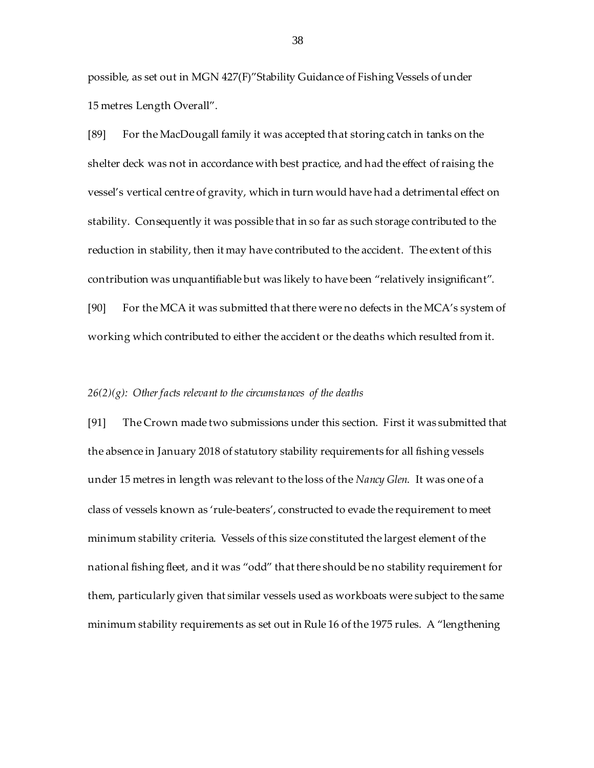possible, as set out in MGN 427(F)"Stability Guidance of Fishing Vessels of under 15 metres Length Overall".

[89] For the MacDougall family it was accepted that storing catch in tanks on the shelter deck was not in accordance with best practice, and had the effect of raising the vessel's vertical centre of gravity, which in turn would have had a detrimental effect on stability. Consequently it was possible that in so far as such storage contributed to the reduction in stability, then it may have contributed to the accident. The extent of this contribution was unquantifiable but was likely to have been "relatively insignificant".

[90] For the MCA it was submitted that there were no defects in the MCA's system of working which contributed to either the accident or the deaths which resulted from it.

*26(2)(g): Other facts relevant to the circumstances of the deaths*

[91] The Crown made two submissions under this section. First it was submitted that the absence in January 2018 of statutory stability requirements for all fishing vessels under 15 metres in length was relevant to the loss of the *Nancy Glen*. It was one of a class of vessels known as 'rule-beaters', constructed to evade the requirement to meet minimum stability criteria. Vessels of this size constituted the largest element of the national fishing fleet, and it was "odd" that there should be no stability requirement for them, particularly given that similar vessels used as workboats were subject to the same minimum stability requirements as set out in Rule 16 of the 1975 rules. A "lengthening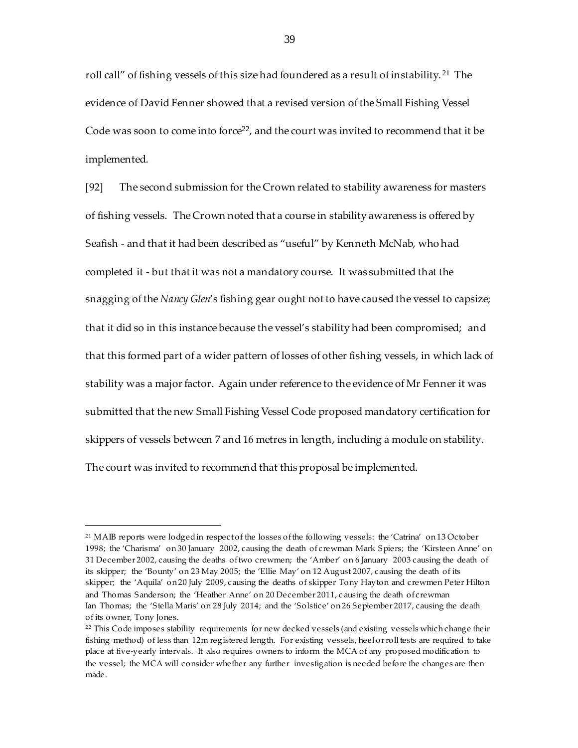roll call" of fishing vessels of this size had foundered as a result of instability.[21] The evidence of David Fenner showed that a revised version of the Small Fishing Vessel Code was soon to come into force[22], and the court was invited to recommend that it be implemented.

[92] The second submission for the Crown related to stability awareness for masters of fishing vessels. The Crown noted that a course in stability awareness is offered by Seafish - and that it had been described as "useful" by Kenneth McNab, who had completed it - but that it was not a mandatory course. It was submitted that the snagging of the *Nancy Glen*'s fishing gear ought not to have caused the vessel to capsize; that it did so in this instance because the vessel's stability had been compromised; and that this formed part of a wider pattern of losses of other fishing vessels, in which lack of stability was a major factor. Again under reference to the evidence of Mr Fenner it was submitted that the new Small Fishing Vessel Code proposed mandatory certification for skippers of vessels between 7 and 16 metres in length, including a module on stability. The court was invited to recommend that this proposal be implemented.

---

[21] MAIB reports were lodged in respect of the losses of the following vessels: the 'Catrina' on 13 October 1998; the 'Charisma' on 30 January 2002, causing the death of crewman Mark Spiers; the 'Kirsteen Anne' on 31 December 2002, causing the deaths of two crewmen; the 'Amber' on 6 January 2003 causing the death of its skipper; the 'Bounty' on 23 May 2005; the 'Ellie May' on 12 August 2007, causing the death of its skipper; the 'Aquila' on 20 July 2009, causing the deaths of skipper Tony Hayton and crewmen Peter Hilton and Thomas Sanderson; the 'Heather Anne' on 20 December 2011, causing the death of crewman Ian Thomas; the 'Stella Maris' on 28 July 2014; and the 'Solstice' on 26 September 2017, causing the death of its owner, Tony Jones.

[22] This Code imposes stability requirements for new decked vessels (and existing vessels which change their fishing method) of less than 12m registered length. For existing vessels, heel or roll tests are required to take place at five-yearly intervals. It also requires owners to inform the MCA of any proposed modification to the vessel; the MCA will consider whether any further investigation is needed before the changes are then made.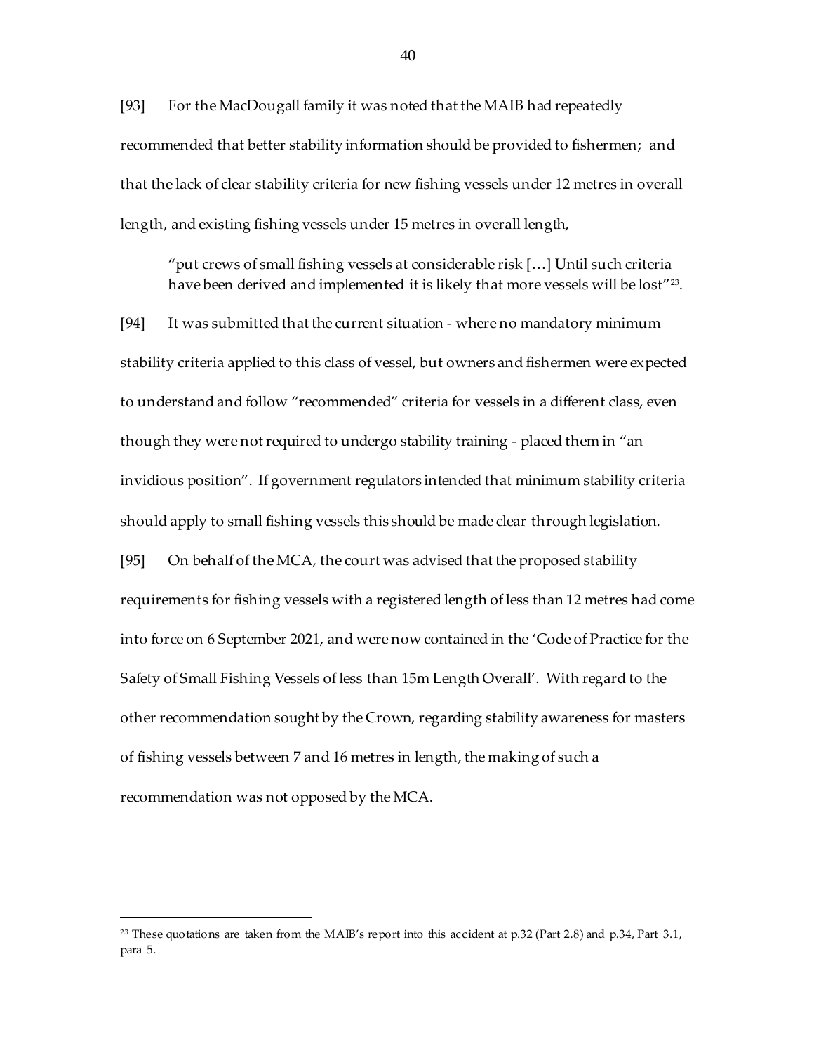[93] For the MacDougall family it was noted that the MAIB had repeatedly recommended that better stability information should be provided to fishermen; and that the lack of clear stability criteria for new fishing vessels under 12 metres in overall length, and existing fishing vessels under 15 metres in overall length,

> "put crews of small fishing vessels at considerable risk […] Until such criteria have been derived and implemented it is likely that more vessels will be lost"[23].

[94] It was submitted that the current situation - where no mandatory minimum stability criteria applied to this class of vessel, but owners and fishermen were expected to understand and follow "recommended" criteria for vessels in a different class, even though they were not required to undergo stability training - placed them in "an invidious position". If government regulators intended that minimum stability criteria should apply to small fishing vessels this should be made clear through legislation.

[95] On behalf of the MCA, the court was advised that the proposed stability requirements for fishing vessels with a registered length of less than 12 metres had come into force on 6 September 2021, and were now contained in the 'Code of Practice for the Safety of Small Fishing Vessels of less than 15m Length Overall'. With regard to the other recommendation sought by the Crown, regarding stability awareness for masters of fishing vessels between 7 and 16 metres in length, the making of such a recommendation was not opposed by the MCA.

---

[23] These quotations are taken from the MAIB's report into this accident at p.32 (Part 2.8) and p.34, Part 3.1, para 5.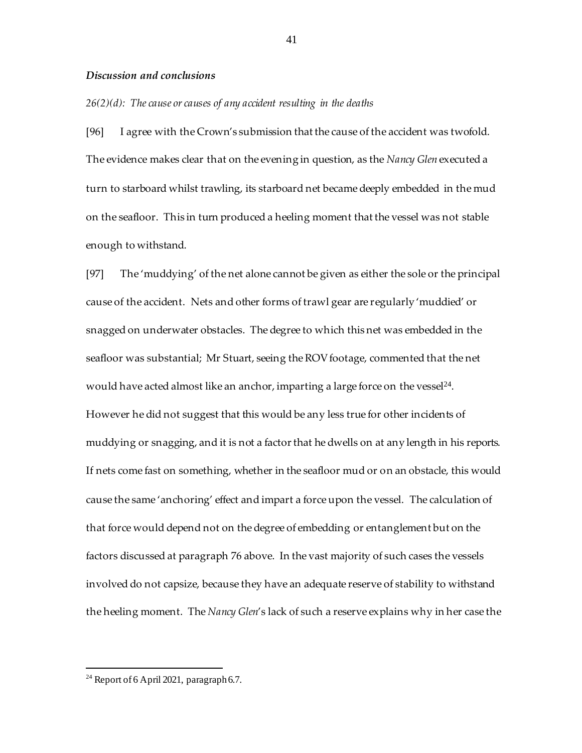### *Discussion and conclusions*

*26(2)(d): The cause or causes of any accident resulting in the deaths*

[96] I agree with the Crown's submission that the cause of the accident was twofold. The evidence makes clear that on the evening in question, as the *Nancy Glen* executed a turn to starboard whilst trawling, its starboard net became deeply embedded in the mud on the seafloor. This in turn produced a heeling moment that the vessel was not stable enough to withstand.

[97] The 'muddying' of the net alone cannot be given as either the sole or the principal cause of the accident. Nets and other forms of trawl gear are regularly 'muddied' or snagged on underwater obstacles. The degree to which this net was embedded in the seafloor was substantial; Mr Stuart, seeing the ROV footage, commented that the net would have acted almost like an anchor, imparting a large force on the vessel[24]. However he did not suggest that this would be any less true for other incidents of muddying or snagging, and it is not a factor that he dwells on at any length in his reports. If nets come fast on something, whether in the seafloor mud or on an obstacle, this would cause the same 'anchoring' effect and impart a force upon the vessel. The calculation of that force would depend not on the degree of embedding or entanglement but on the factors discussed at paragraph 76 above. In the vast majority of such cases the vessels involved do not capsize, because they have an adequate reserve of stability to withstand the heeling moment. The *Nancy Glen*'s lack of such a reserve explains why in her case the

[24] Report of 6 April 2021, paragraph 6.7.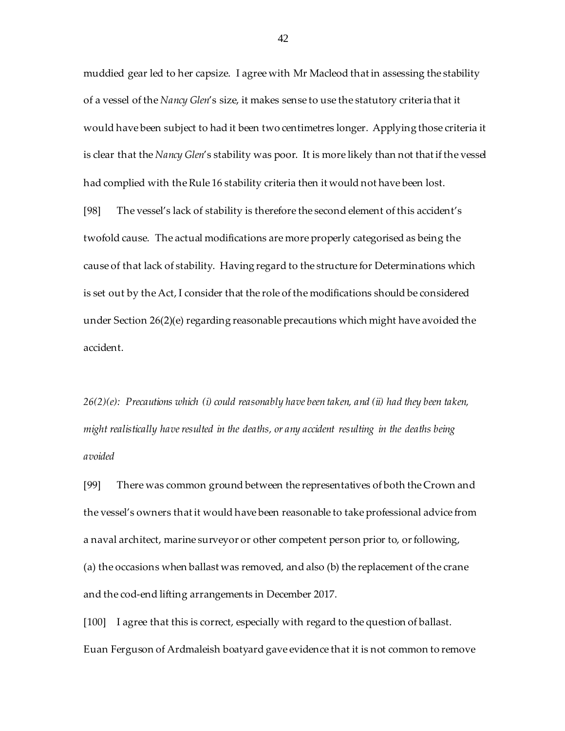muddied gear led to her capsize. I agree with Mr Macleod that in assessing the stability of a vessel of the *Nancy Glen*'s size, it makes sense to use the statutory criteria that it would have been subject to had it been two centimetres longer. Applying those criteria it is clear that the *Nancy Glen*'s stability was poor. It is more likely than not that if the vessel had complied with the Rule 16 stability criteria then it would not have been lost.

[98] The vessel's lack of stability is therefore the second element of this accident's twofold cause. The actual modifications are more properly categorised as being the cause of that lack of stability. Having regard to the structure for Determinations which is set out by the Act, I consider that the role of the modifications should be considered under Section 26(2)(e) regarding reasonable precautions which might have avoided the accident.

*26(2)(e): Precautions which (i) could reasonably have been taken, and (ii) had they been taken, might realistically have resulted in the deaths, or any accident resulting in the deaths being avoided*

[99] There was common ground between the representatives of both the Crown and the vessel's owners that it would have been reasonable to take professional advice from a naval architect, marine surveyor or other competent person prior to, or following, (a) the occasions when ballast was removed, and also (b) the replacement of the crane and the cod-end lifting arrangements in December 2017.

[100] I agree that this is correct, especially with regard to the question of ballast. Euan Ferguson of Ardmaleish boatyard gave evidence that it is not common to remove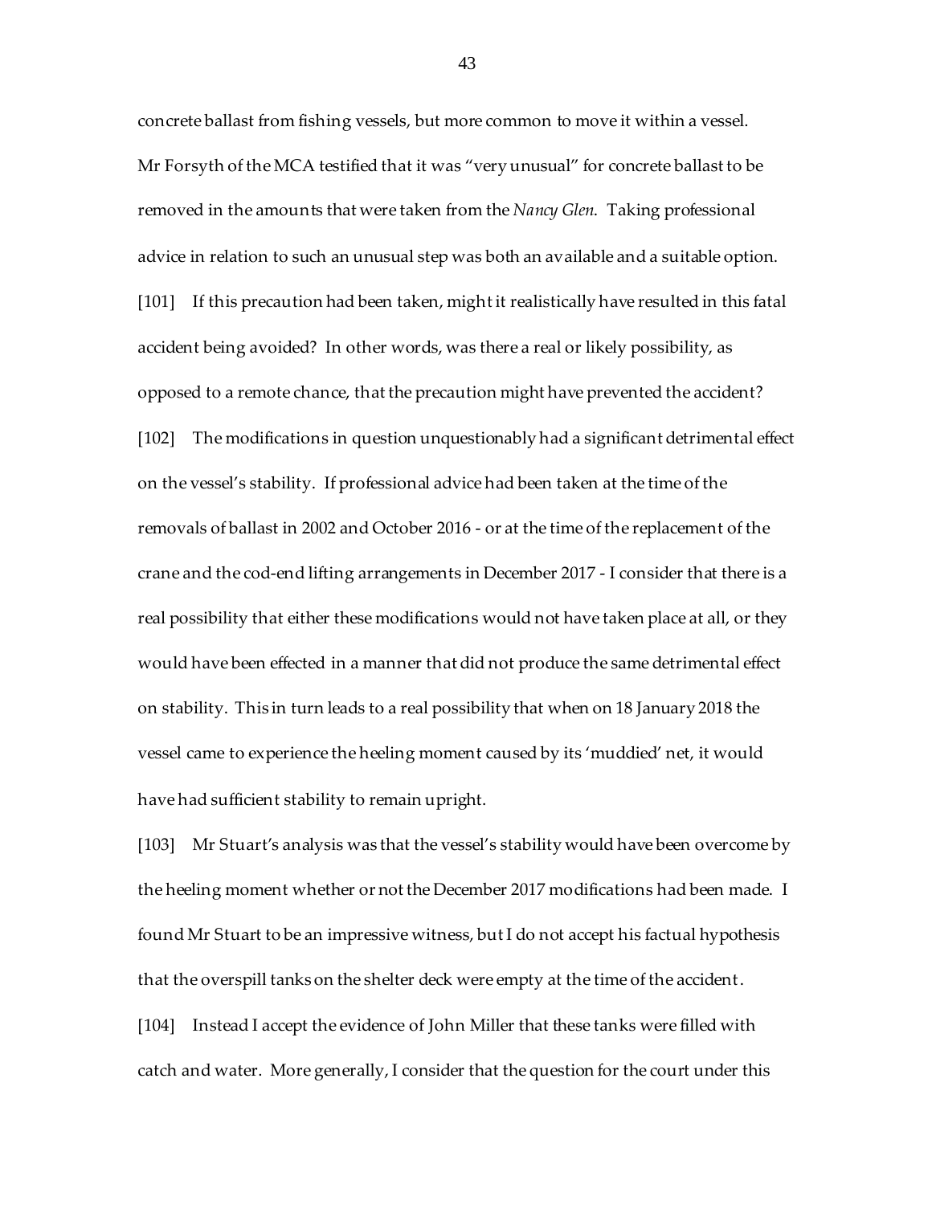concrete ballast from fishing vessels, but more common to move it within a vessel. Mr Forsyth of the MCA testified that it was "very unusual" for concrete ballast to be removed in the amounts that were taken from the *Nancy Glen*. Taking professional advice in relation to such an unusual step was both an available and a suitable option.

[101] If this precaution had been taken, might it realistically have resulted in this fatal accident being avoided? In other words, was there a real or likely possibility, as opposed to a remote chance, that the precaution might have prevented the accident?

[102] The modifications in question unquestionably had a significant detrimental effect on the vessel's stability. If professional advice had been taken at the time of the removals of ballast in 2002 and October 2016 - or at the time of the replacement of the crane and the cod-end lifting arrangements in December 2017 - I consider that there is a real possibility that either these modifications would not have taken place at all, or they would have been effected in a manner that did not produce the same detrimental effect on stability. This in turn leads to a real possibility that when on 18 January 2018 the vessel came to experience the heeling moment caused by its 'muddied' net, it would have had sufficient stability to remain upright.

[103] Mr Stuart's analysis was that the vessel's stability would have been overcome by the heeling moment whether or not the December 2017 modifications had been made. I found Mr Stuart to be an impressive witness, but I do not accept his factual hypothesis that the overspill tanks on the shelter deck were empty at the time of the accident.

[104] Instead I accept the evidence of John Miller that these tanks were filled with catch and water. More generally, I consider that the question for the court under this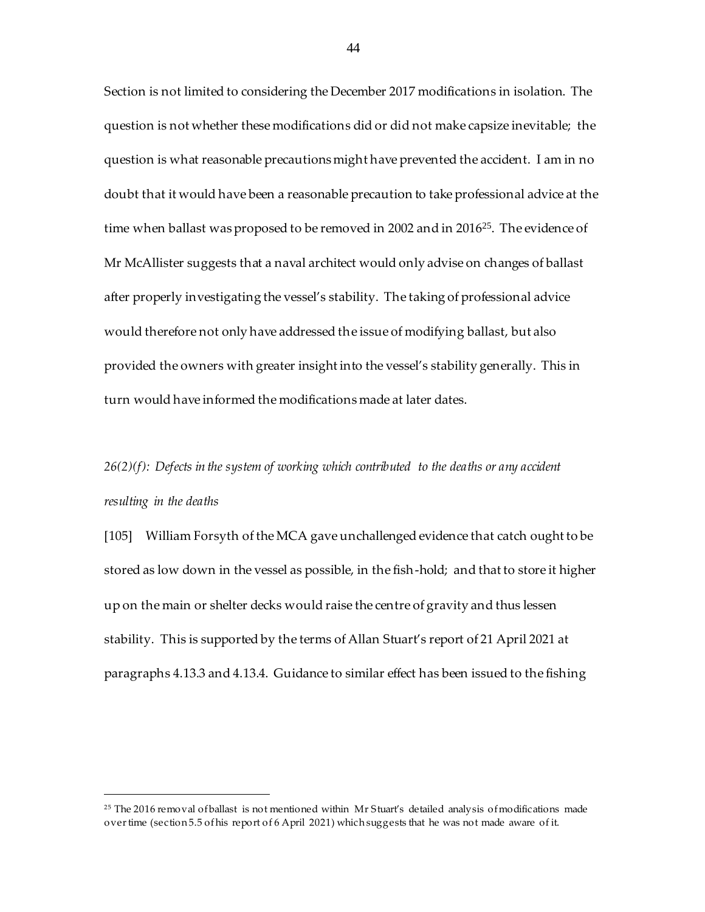Section is not limited to considering the December 2017 modifications in isolation. The question is not whether these modifications did or did not make capsize inevitable; the question is what reasonable precautions might have prevented the accident. I am in no doubt that it would have been a reasonable precaution to take professional advice at the time when ballast was proposed to be removed in 2002 and in 2016[25]. The evidence of Mr McAllister suggests that a naval architect would only advise on changes of ballast after properly investigating the vessel's stability. The taking of professional advice would therefore not only have addressed the issue of modifying ballast, but also provided the owners with greater insight into the vessel's stability generally. This in turn would have informed the modifications made at later dates.

*26(2)(f): Defects in the system of working which contributed to the deaths or any accident resulting in the deaths*

[105] William Forsyth of the MCA gave unchallenged evidence that catch ought to be stored as low down in the vessel as possible, in the fish-hold; and that to store it higher up on the main or shelter decks would raise the centre of gravity and thus lessen stability. This is supported by the terms of Allan Stuart's report of 21 April 2021 at paragraphs 4.13.3 and 4.13.4. Guidance to similar effect has been issued to the fishing

---

[25] The 2016 removal of ballast is not mentioned within Mr Stuart's detailed analysis of modifications made over time (section 5.5 of his report of 6 April 2021) which suggests that he was not made aware of it.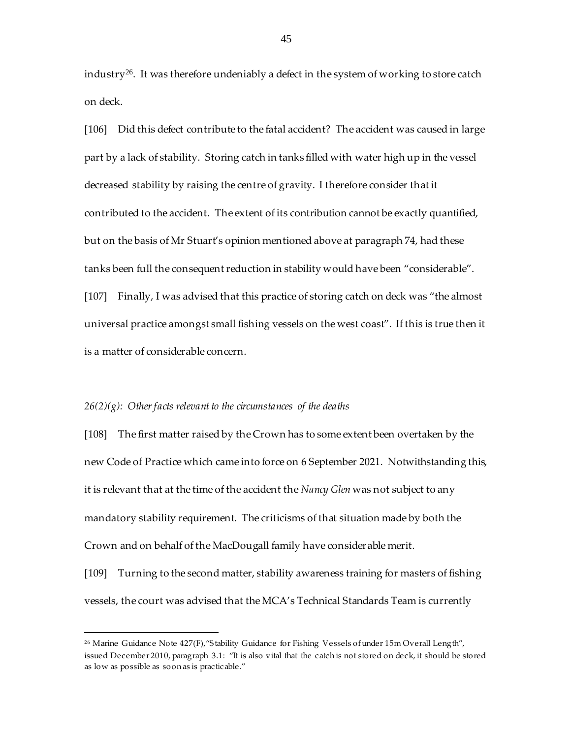industry[26]. It was therefore undeniably a defect in the system of working to store catch on deck.

[106] Did this defect contribute to the fatal accident? The accident was caused in large part by a lack of stability. Storing catch in tanks filled with water high up in the vessel decreased stability by raising the centre of gravity. I therefore consider that it contributed to the accident. The extent of its contribution cannot be exactly quantified, but on the basis of Mr Stuart's opinion mentioned above at paragraph 74, had these tanks been full the consequent reduction in stability would have been "considerable".

[107] Finally, I was advised that this practice of storing catch on deck was "the almost universal practice amongst small fishing vessels on the west coast". If this is true then it is a matter of considerable concern.

*26(2)(g): Other facts relevant to the circumstances of the deaths*

[108] The first matter raised by the Crown has to some extent been overtaken by the new Code of Practice which came into force on 6 September 2021. Notwithstanding this, it is relevant that at the time of the accident the *Nancy Glen* was not subject to any mandatory stability requirement. The criticisms of that situation made by both the Crown and on behalf of the MacDougall family have considerable merit.

[109] Turning to the second matter, stability awareness training for masters of fishing vessels, the court was advised that the MCA's Technical Standards Team is currently

---

[26] Marine Guidance Note 427(F),"Stability Guidance for Fishing Vessels of under 15m Overall Length", issued December 2010, paragraph 3.1: "It is also vital that the catch is not stored on deck, it should be stored as low as possible as soon as is practicable."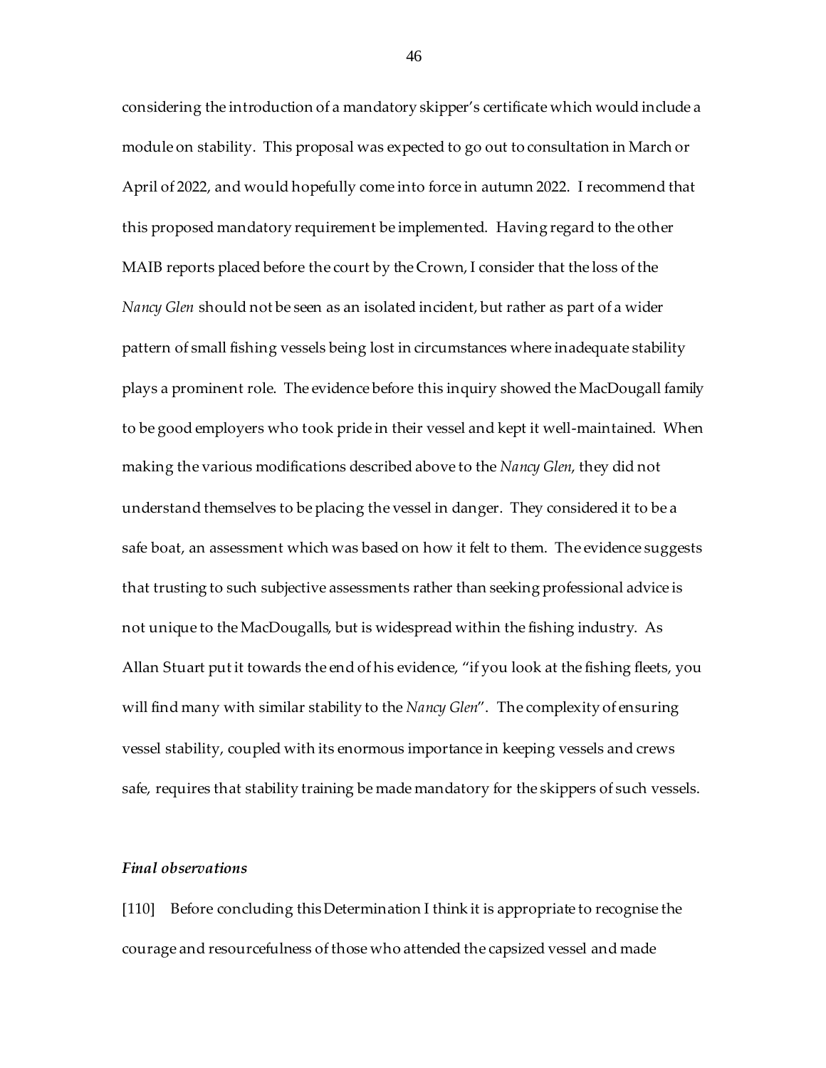considering the introduction of a mandatory skipper's certificate which would include a module on stability. This proposal was expected to go out to consultation in March or April of 2022, and would hopefully come into force in autumn 2022. I recommend that this proposed mandatory requirement be implemented. Having regard to the other MAIB reports placed before the court by the Crown, I consider that the loss of the *Nancy Glen* should not be seen as an isolated incident, but rather as part of a wider pattern of small fishing vessels being lost in circumstances where inadequate stability plays a prominent role. The evidence before this inquiry showed the MacDougall family to be good employers who took pride in their vessel and kept it well-maintained. When making the various modifications described above to the *Nancy Glen*, they did not understand themselves to be placing the vessel in danger. They considered it to be a safe boat, an assessment which was based on how it felt to them. The evidence suggests that trusting to such subjective assessments rather than seeking professional advice is not unique to the MacDougalls, but is widespread within the fishing industry. As Allan Stuart put it towards the end of his evidence, "if you look at the fishing fleets, you will find many with similar stability to the *Nancy Glen*". The complexity of ensuring vessel stability, coupled with its enormous importance in keeping vessels and crews safe, requires that stability training be made mandatory for the skippers of such vessels.

### *Final observations*

[110] Before concluding this Determination I think it is appropriate to recognise the courage and resourcefulness of those who attended the capsized vessel and made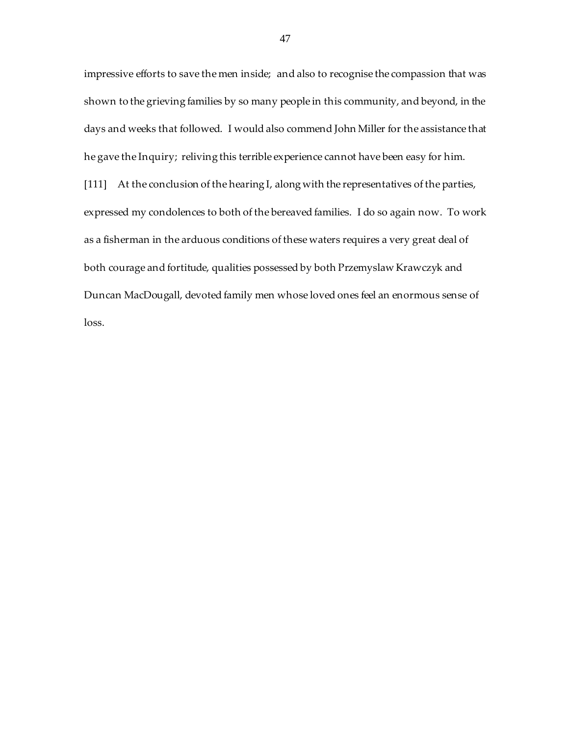impressive efforts to save the men inside; and also to recognise the compassion that was shown to the grieving families by so many people in this community, and beyond, in the days and weeks that followed. I would also commend John Miller for the assistance that he gave the Inquiry; reliving this terrible experience cannot have been easy for him.

[111] At the conclusion of the hearing I, along with the representatives of the parties, expressed my condolences to both of the bereaved families. I do so again now. To work as a fisherman in the arduous conditions of these waters requires a very great deal of both courage and fortitude, qualities possessed by both Przemyslaw Krawczyk and Duncan MacDougall, devoted family men whose loved ones feel an enormous sense of loss.